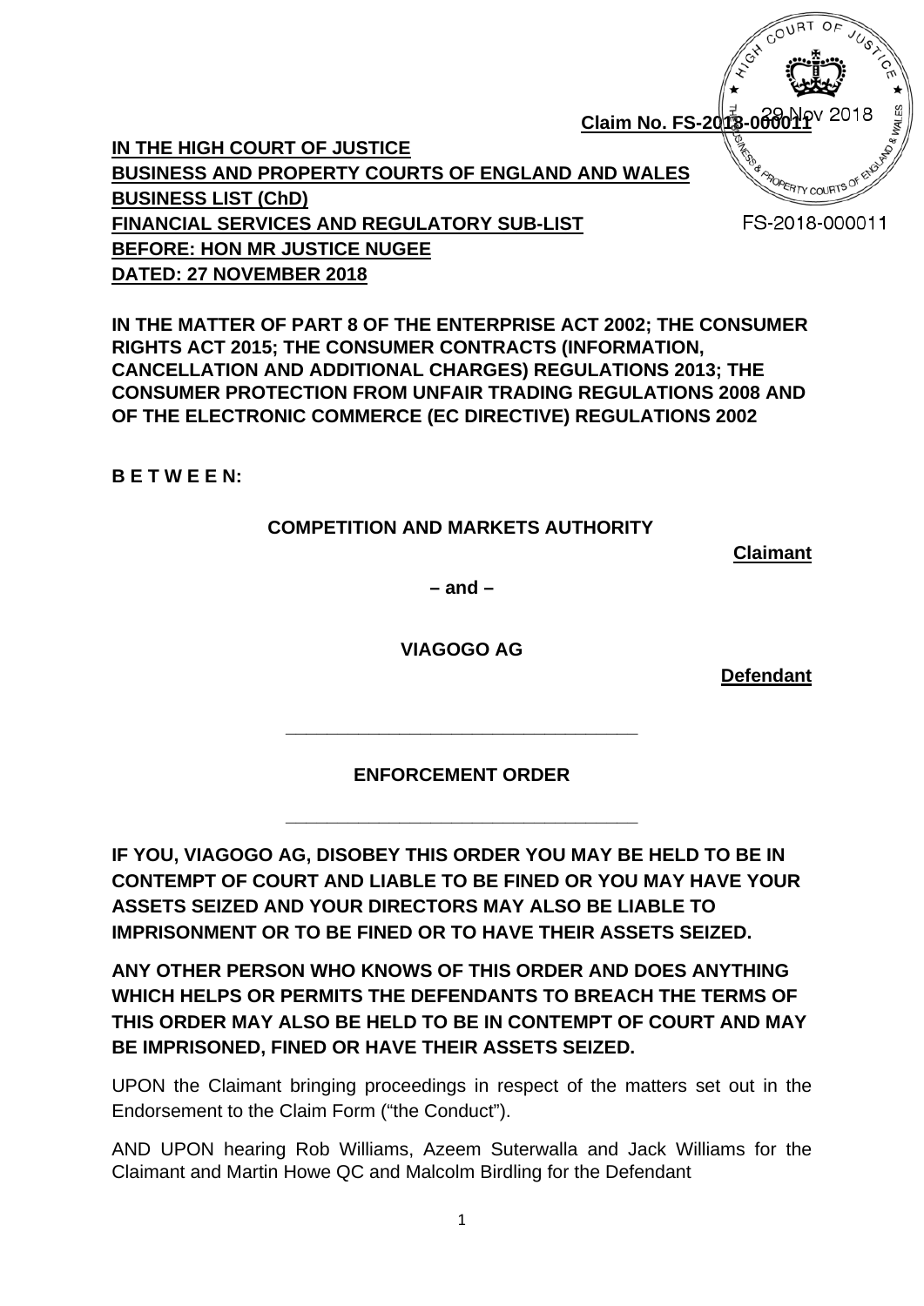**Claim No. FS-2018-000011**

FS-2018-000011

**IN THE HIGH COURT OF JUSTICE**
**BUSINESS AND PROPERTY COURTS OF ENGLAND AND WALES**
**BUSINESS LIST (ChD)**
**FINANCIAL SERVICES AND REGULATORY SUB-LIST**
**BEFORE: HON MR JUSTICE NUGEE**
**DATED: 27 NOVEMBER 2018**

**IN THE MATTER OF PART 8 OF THE ENTERPRISE ACT 2002; THE CONSUMER RIGHTS ACT 2015; THE CONSUMER CONTRACTS (INFORMATION, CANCELLATION AND ADDITIONAL CHARGES) REGULATIONS 2013; THE CONSUMER PROTECTION FROM UNFAIR TRADING REGULATIONS 2008 AND OF THE ELECTRONIC COMMERCE (EC DIRECTIVE) REGULATIONS 2002**

**B E T W E E N:**

**COMPETITION AND MARKETS AUTHORITY**

**Claimant**

**– and –**

**VIAGOGO AG**

**Defendant**

---

**ENFORCEMENT ORDER**

---

**IF YOU, VIAGOGO AG, DISOBEY THIS ORDER YOU MAY BE HELD TO BE IN CONTEMPT OF COURT AND LIABLE TO BE FINED OR YOU MAY HAVE YOUR ASSETS SEIZED AND YOUR DIRECTORS MAY ALSO BE LIABLE TO IMPRISONMENT OR TO BE FINED OR TO HAVE THEIR ASSETS SEIZED.**

**ANY OTHER PERSON WHO KNOWS OF THIS ORDER AND DOES ANYTHING WHICH HELPS OR PERMITS THE DEFENDANTS TO BREACH THE TERMS OF THIS ORDER MAY ALSO BE HELD TO BE IN CONTEMPT OF COURT AND MAY BE IMPRISONED, FINED OR HAVE THEIR ASSETS SEIZED.**

UPON the Claimant bringing proceedings in respect of the matters set out in the Endorsement to the Claim Form ("the Conduct").

AND UPON hearing Rob Williams, Azeem Suterwalla and Jack Williams for the Claimant and Martin Howe QC and Malcolm Birdling for the Defendant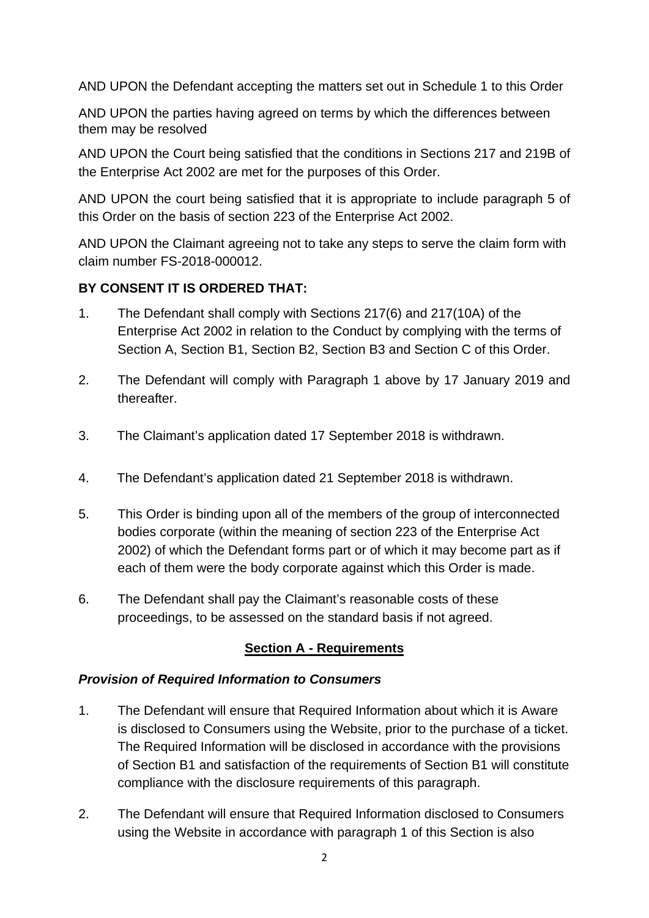AND UPON the Defendant accepting the matters set out in Schedule 1 to this Order

AND UPON the parties having agreed on terms by which the differences between them may be resolved

AND UPON the Court being satisfied that the conditions in Sections 217 and 219B of the Enterprise Act 2002 are met for the purposes of this Order.

AND UPON the court being satisfied that it is appropriate to include paragraph 5 of this Order on the basis of section 223 of the Enterprise Act 2002.

AND UPON the Claimant agreeing not to take any steps to serve the claim form with claim number FS-2018-000012.

**BY CONSENT IT IS ORDERED THAT:**

1. The Defendant shall comply with Sections 217(6) and 217(10A) of the Enterprise Act 2002 in relation to the Conduct by complying with the terms of Section A, Section B1, Section B2, Section B3 and Section C of this Order.

2. The Defendant will comply with Paragraph 1 above by 17 January 2019 and thereafter.

3. The Claimant's application dated 17 September 2018 is withdrawn.

4. The Defendant's application dated 21 September 2018 is withdrawn.

5. This Order is binding upon all of the members of the group of interconnected bodies corporate (within the meaning of section 223 of the Enterprise Act 2002) of which the Defendant forms part or of which it may become part as if each of them were the body corporate against which this Order is made.

6. The Defendant shall pay the Claimant's reasonable costs of these proceedings, to be assessed on the standard basis if not agreed.

## Section A - Requirements

***Provision of Required Information to Consumers***

1. The Defendant will ensure that Required Information about which it is Aware is disclosed to Consumers using the Website, prior to the purchase of a ticket. The Required Information will be disclosed in accordance with the provisions of Section B1 and satisfaction of the requirements of Section B1 will constitute compliance with the disclosure requirements of this paragraph.

2. The Defendant will ensure that Required Information disclosed to Consumers using the Website in accordance with paragraph 1 of this Section is also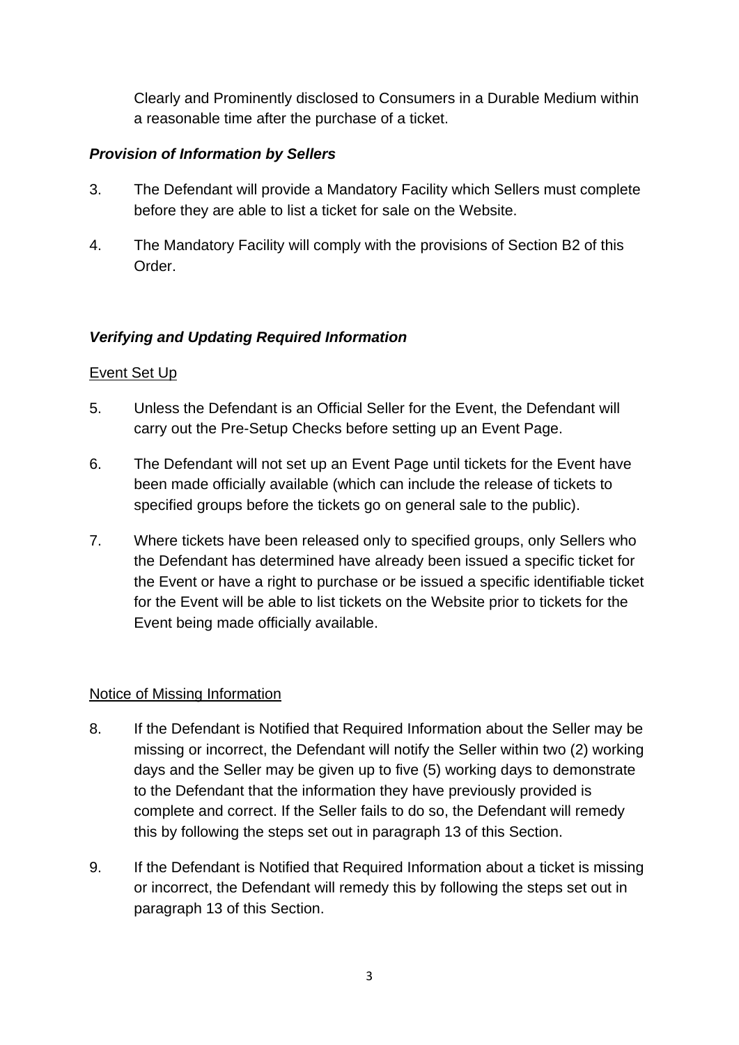Clearly and Prominently disclosed to Consumers in a Durable Medium within a reasonable time after the purchase of a ticket.

***Provision of Information by Sellers***

3. The Defendant will provide a Mandatory Facility which Sellers must complete before they are able to list a ticket for sale on the Website.

4. The Mandatory Facility will comply with the provisions of Section B2 of this Order.

***Verifying and Updating Required Information***

Event Set Up

5. Unless the Defendant is an Official Seller for the Event, the Defendant will carry out the Pre-Setup Checks before setting up an Event Page.

6. The Defendant will not set up an Event Page until tickets for the Event have been made officially available (which can include the release of tickets to specified groups before the tickets go on general sale to the public).

7. Where tickets have been released only to specified groups, only Sellers who the Defendant has determined have already been issued a specific ticket for the Event or have a right to purchase or be issued a specific identifiable ticket for the Event will be able to list tickets on the Website prior to tickets for the Event being made officially available.

Notice of Missing Information

8. If the Defendant is Notified that Required Information about the Seller may be missing or incorrect, the Defendant will notify the Seller within two (2) working days and the Seller may be given up to five (5) working days to demonstrate to the Defendant that the information they have previously provided is complete and correct. If the Seller fails to do so, the Defendant will remedy this by following the steps set out in paragraph 13 of this Section.

9. If the Defendant is Notified that Required Information about a ticket is missing or incorrect, the Defendant will remedy this by following the steps set out in paragraph 13 of this Section.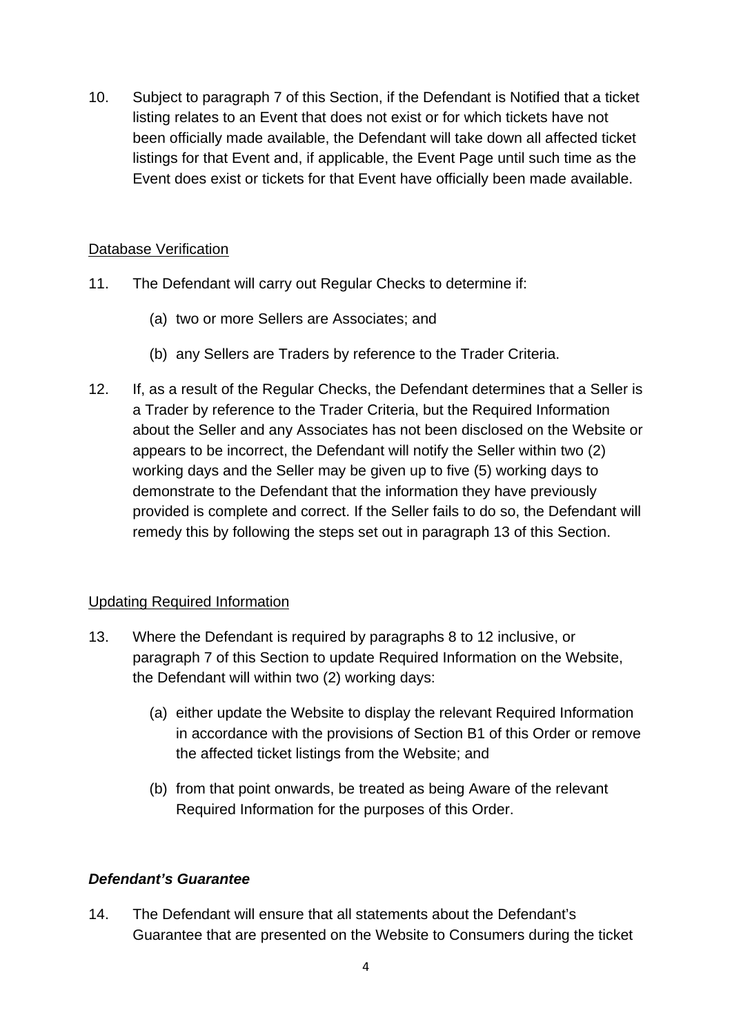10. Subject to paragraph 7 of this Section, if the Defendant is Notified that a ticket listing relates to an Event that does not exist or for which tickets have not been officially made available, the Defendant will take down all affected ticket listings for that Event and, if applicable, the Event Page until such time as the Event does exist or tickets for that Event have officially been made available.

<u>Database Verification</u>

11. The Defendant will carry out Regular Checks to determine if:

    (a) two or more Sellers are Associates; and

    (b) any Sellers are Traders by reference to the Trader Criteria.

12. If, as a result of the Regular Checks, the Defendant determines that a Seller is a Trader by reference to the Trader Criteria, but the Required Information about the Seller and any Associates has not been disclosed on the Website or appears to be incorrect, the Defendant will notify the Seller within two (2) working days and the Seller may be given up to five (5) working days to demonstrate to the Defendant that the information they have previously provided is complete and correct. If the Seller fails to do so, the Defendant will remedy this by following the steps set out in paragraph 13 of this Section.

<u>Updating Required Information</u>

13. Where the Defendant is required by paragraphs 8 to 12 inclusive, or paragraph 7 of this Section to update Required Information on the Website, the Defendant will within two (2) working days:

    (a) either update the Website to display the relevant Required Information in accordance with the provisions of Section B1 of this Order or remove the affected ticket listings from the Website; and

    (b) from that point onwards, be treated as being Aware of the relevant Required Information for the purposes of this Order.

***Defendant's Guarantee***

14. The Defendant will ensure that all statements about the Defendant's Guarantee that are presented on the Website to Consumers during the ticket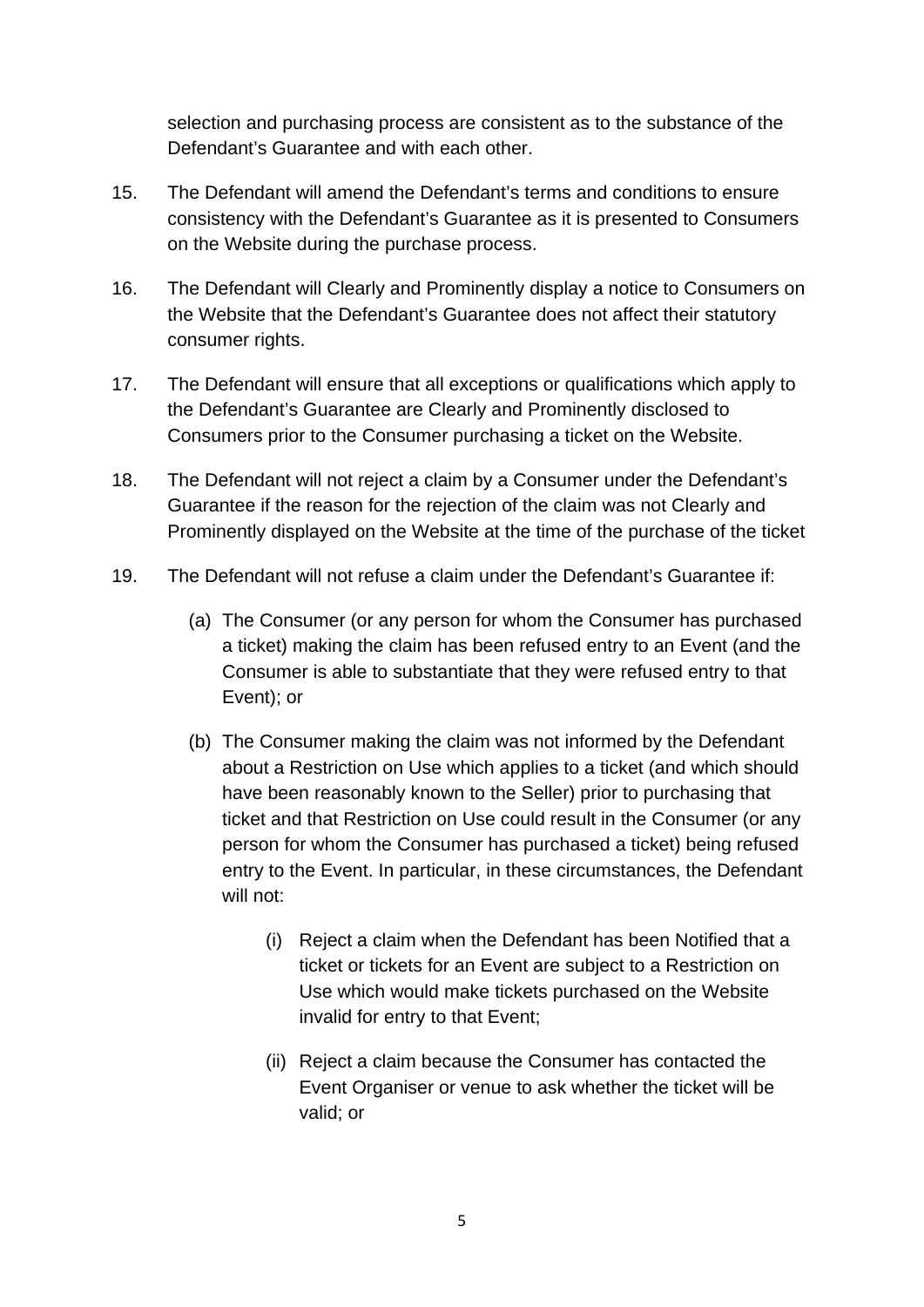selection and purchasing process are consistent as to the substance of the Defendant's Guarantee and with each other.

15. The Defendant will amend the Defendant's terms and conditions to ensure consistency with the Defendant's Guarantee as it is presented to Consumers on the Website during the purchase process.

16. The Defendant will Clearly and Prominently display a notice to Consumers on the Website that the Defendant's Guarantee does not affect their statutory consumer rights.

17. The Defendant will ensure that all exceptions or qualifications which apply to the Defendant's Guarantee are Clearly and Prominently disclosed to Consumers prior to the Consumer purchasing a ticket on the Website.

18. The Defendant will not reject a claim by a Consumer under the Defendant's Guarantee if the reason for the rejection of the claim was not Clearly and Prominently displayed on the Website at the time of the purchase of the ticket

19. The Defendant will not refuse a claim under the Defendant's Guarantee if:

    (a) The Consumer (or any person for whom the Consumer has purchased a ticket) making the claim has been refused entry to an Event (and the Consumer is able to substantiate that they were refused entry to that Event); or

    (b) The Consumer making the claim was not informed by the Defendant about a Restriction on Use which applies to a ticket (and which should have been reasonably known to the Seller) prior to purchasing that ticket and that Restriction on Use could result in the Consumer (or any person for whom the Consumer has purchased a ticket) being refused entry to the Event. In particular, in these circumstances, the Defendant will not:

        (i) Reject a claim when the Defendant has been Notified that a ticket or tickets for an Event are subject to a Restriction on Use which would make tickets purchased on the Website invalid for entry to that Event;

        (ii) Reject a claim because the Consumer has contacted the Event Organiser or venue to ask whether the ticket will be valid; or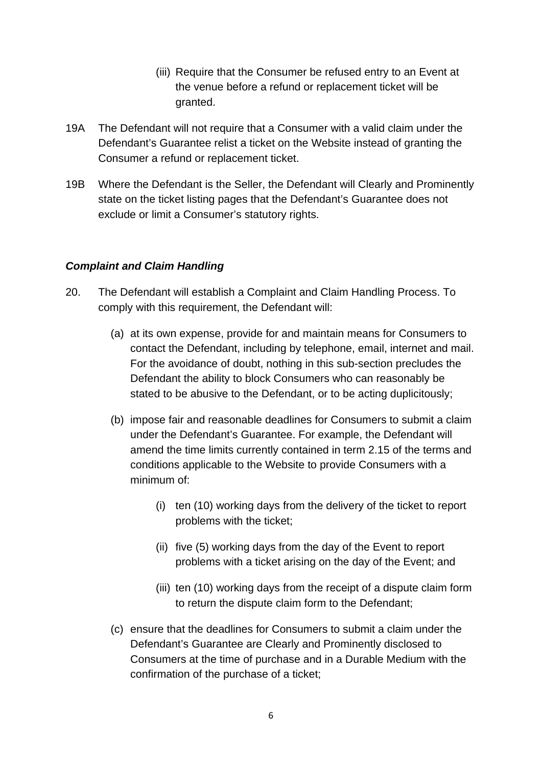(iii) Require that the Consumer be refused entry to an Event at the venue before a refund or replacement ticket will be granted.

19A The Defendant will not require that a Consumer with a valid claim under the Defendant's Guarantee relist a ticket on the Website instead of granting the Consumer a refund or replacement ticket.

19B Where the Defendant is the Seller, the Defendant will Clearly and Prominently state on the ticket listing pages that the Defendant's Guarantee does not exclude or limit a Consumer's statutory rights.

***Complaint and Claim Handling***

20. The Defendant will establish a Complaint and Claim Handling Process. To comply with this requirement, the Defendant will:

(a) at its own expense, provide for and maintain means for Consumers to contact the Defendant, including by telephone, email, internet and mail. For the avoidance of doubt, nothing in this sub-section precludes the Defendant the ability to block Consumers who can reasonably be stated to be abusive to the Defendant, or to be acting duplicitously;

(b) impose fair and reasonable deadlines for Consumers to submit a claim under the Defendant's Guarantee. For example, the Defendant will amend the time limits currently contained in term 2.15 of the terms and conditions applicable to the Website to provide Consumers with a minimum of:

(i) ten (10) working days from the delivery of the ticket to report problems with the ticket;

(ii) five (5) working days from the day of the Event to report problems with a ticket arising on the day of the Event; and

(iii) ten (10) working days from the receipt of a dispute claim form to return the dispute claim form to the Defendant;

(c) ensure that the deadlines for Consumers to submit a claim under the Defendant's Guarantee are Clearly and Prominently disclosed to Consumers at the time of purchase and in a Durable Medium with the confirmation of the purchase of a ticket;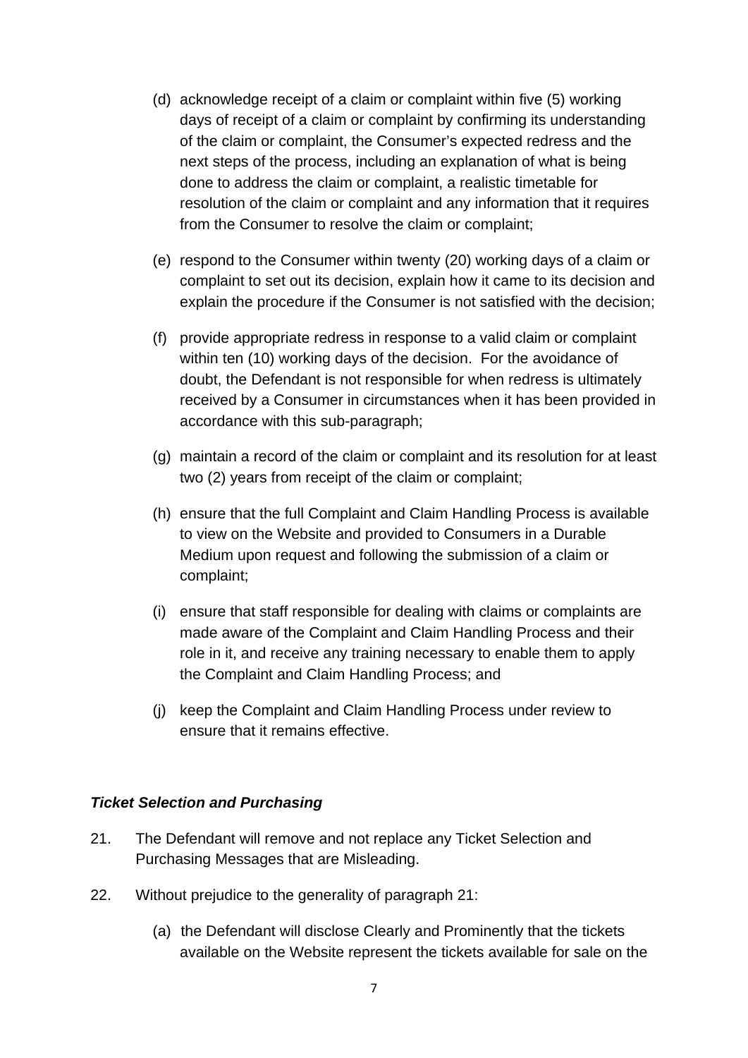(d) acknowledge receipt of a claim or complaint within five (5) working days of receipt of a claim or complaint by confirming its understanding of the claim or complaint, the Consumer's expected redress and the next steps of the process, including an explanation of what is being done to address the claim or complaint, a realistic timetable for resolution of the claim or complaint and any information that it requires from the Consumer to resolve the claim or complaint;

(e) respond to the Consumer within twenty (20) working days of a claim or complaint to set out its decision, explain how it came to its decision and explain the procedure if the Consumer is not satisfied with the decision;

(f) provide appropriate redress in response to a valid claim or complaint within ten (10) working days of the decision. For the avoidance of doubt, the Defendant is not responsible for when redress is ultimately received by a Consumer in circumstances when it has been provided in accordance with this sub-paragraph;

(g) maintain a record of the claim or complaint and its resolution for at least two (2) years from receipt of the claim or complaint;

(h) ensure that the full Complaint and Claim Handling Process is available to view on the Website and provided to Consumers in a Durable Medium upon request and following the submission of a claim or complaint;

(i) ensure that staff responsible for dealing with claims or complaints are made aware of the Complaint and Claim Handling Process and their role in it, and receive any training necessary to enable them to apply the Complaint and Claim Handling Process; and

(j) keep the Complaint and Claim Handling Process under review to ensure that it remains effective.

***Ticket Selection and Purchasing***

21. The Defendant will remove and not replace any Ticket Selection and Purchasing Messages that are Misleading.

22. Without prejudice to the generality of paragraph 21:

(a) the Defendant will disclose Clearly and Prominently that the tickets available on the Website represent the tickets available for sale on the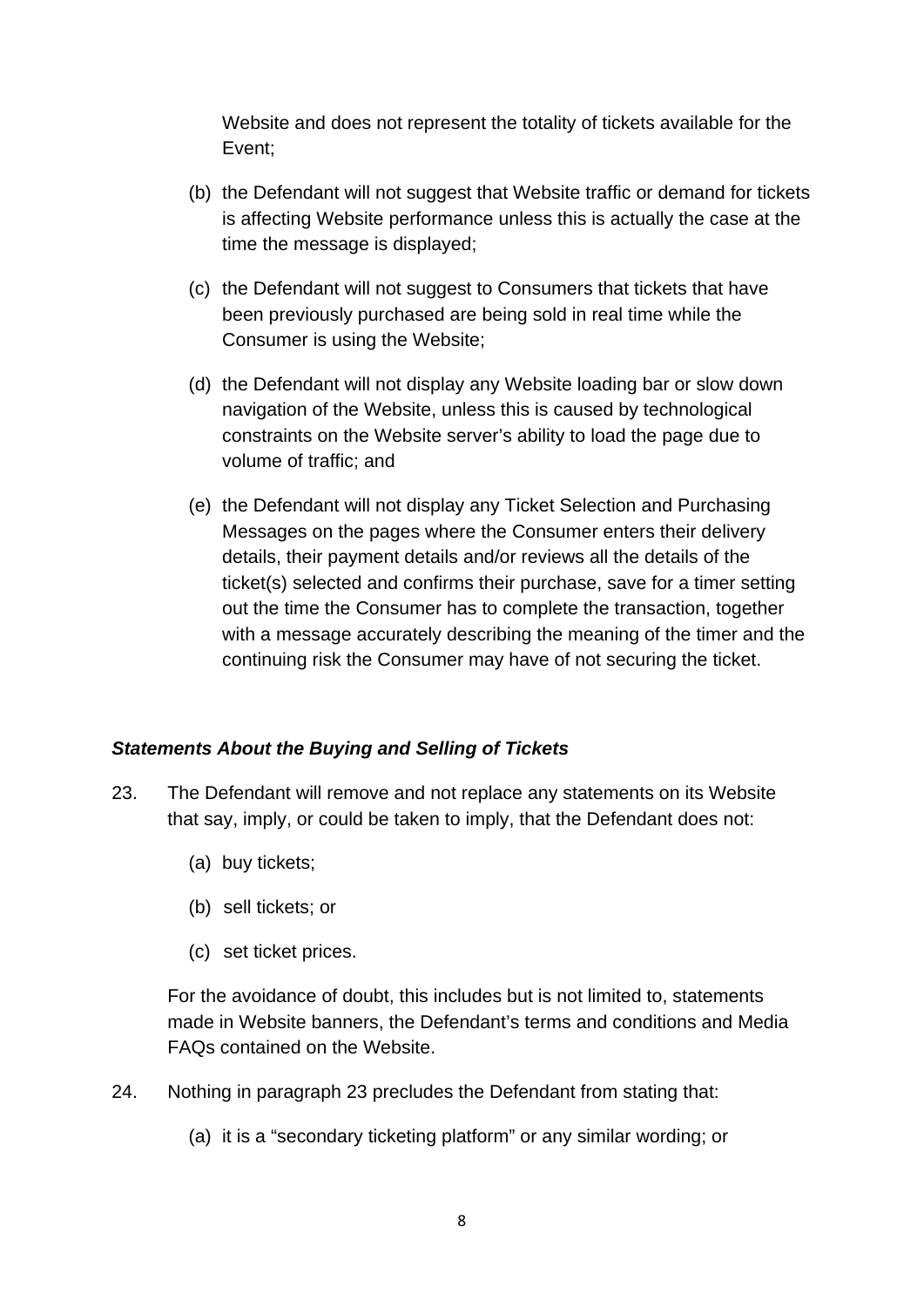Website and does not represent the totality of tickets available for the Event;

(b) the Defendant will not suggest that Website traffic or demand for tickets is affecting Website performance unless this is actually the case at the time the message is displayed;

(c) the Defendant will not suggest to Consumers that tickets that have been previously purchased are being sold in real time while the Consumer is using the Website;

(d) the Defendant will not display any Website loading bar or slow down navigation of the Website, unless this is caused by technological constraints on the Website server's ability to load the page due to volume of traffic; and

(e) the Defendant will not display any Ticket Selection and Purchasing Messages on the pages where the Consumer enters their delivery details, their payment details and/or reviews all the details of the ticket(s) selected and confirms their purchase, save for a timer setting out the time the Consumer has to complete the transaction, together with a message accurately describing the meaning of the timer and the continuing risk the Consumer may have of not securing the ticket.

***Statements About the Buying and Selling of Tickets***

23. The Defendant will remove and not replace any statements on its Website that say, imply, or could be taken to imply, that the Defendant does not:

    (a) buy tickets;

    (b) sell tickets; or

    (c) set ticket prices.

    For the avoidance of doubt, this includes but is not limited to, statements made in Website banners, the Defendant's terms and conditions and Media FAQs contained on the Website.

24. Nothing in paragraph 23 precludes the Defendant from stating that:

    (a) it is a "secondary ticketing platform" or any similar wording; or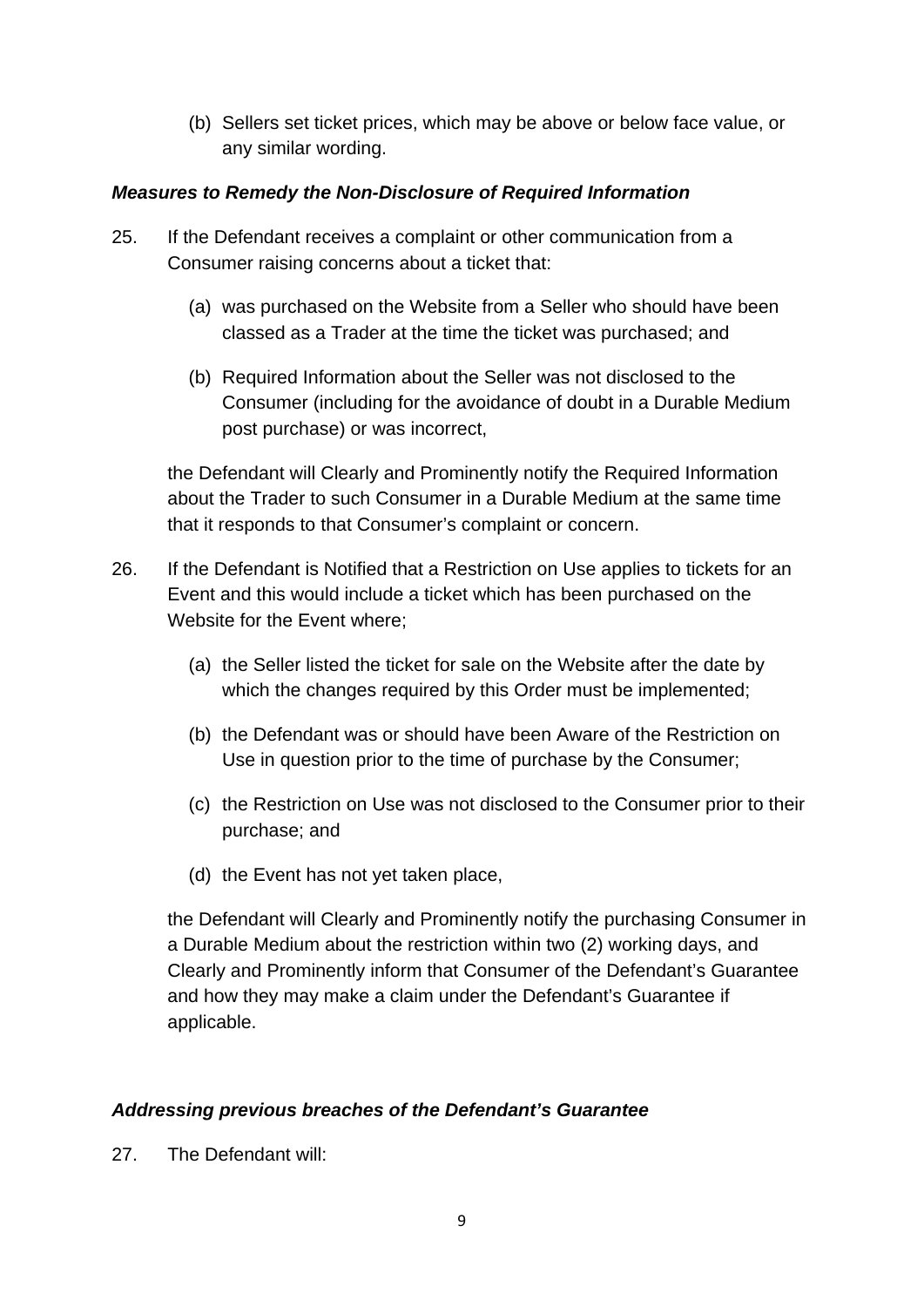(b) Sellers set ticket prices, which may be above or below face value, or any similar wording.

***Measures to Remedy the Non-Disclosure of Required Information***

25. If the Defendant receives a complaint or other communication from a Consumer raising concerns about a ticket that:

    (a) was purchased on the Website from a Seller who should have been classed as a Trader at the time the ticket was purchased; and

    (b) Required Information about the Seller was not disclosed to the Consumer (including for the avoidance of doubt in a Durable Medium post purchase) or was incorrect,

    the Defendant will Clearly and Prominently notify the Required Information about the Trader to such Consumer in a Durable Medium at the same time that it responds to that Consumer's complaint or concern.

26. If the Defendant is Notified that a Restriction on Use applies to tickets for an Event and this would include a ticket which has been purchased on the Website for the Event where;

    (a) the Seller listed the ticket for sale on the Website after the date by which the changes required by this Order must be implemented;

    (b) the Defendant was or should have been Aware of the Restriction on Use in question prior to the time of purchase by the Consumer;

    (c) the Restriction on Use was not disclosed to the Consumer prior to their purchase; and

    (d) the Event has not yet taken place,

    the Defendant will Clearly and Prominently notify the purchasing Consumer in a Durable Medium about the restriction within two (2) working days, and Clearly and Prominently inform that Consumer of the Defendant's Guarantee and how they may make a claim under the Defendant's Guarantee if applicable.

***Addressing previous breaches of the Defendant's Guarantee***

27. The Defendant will: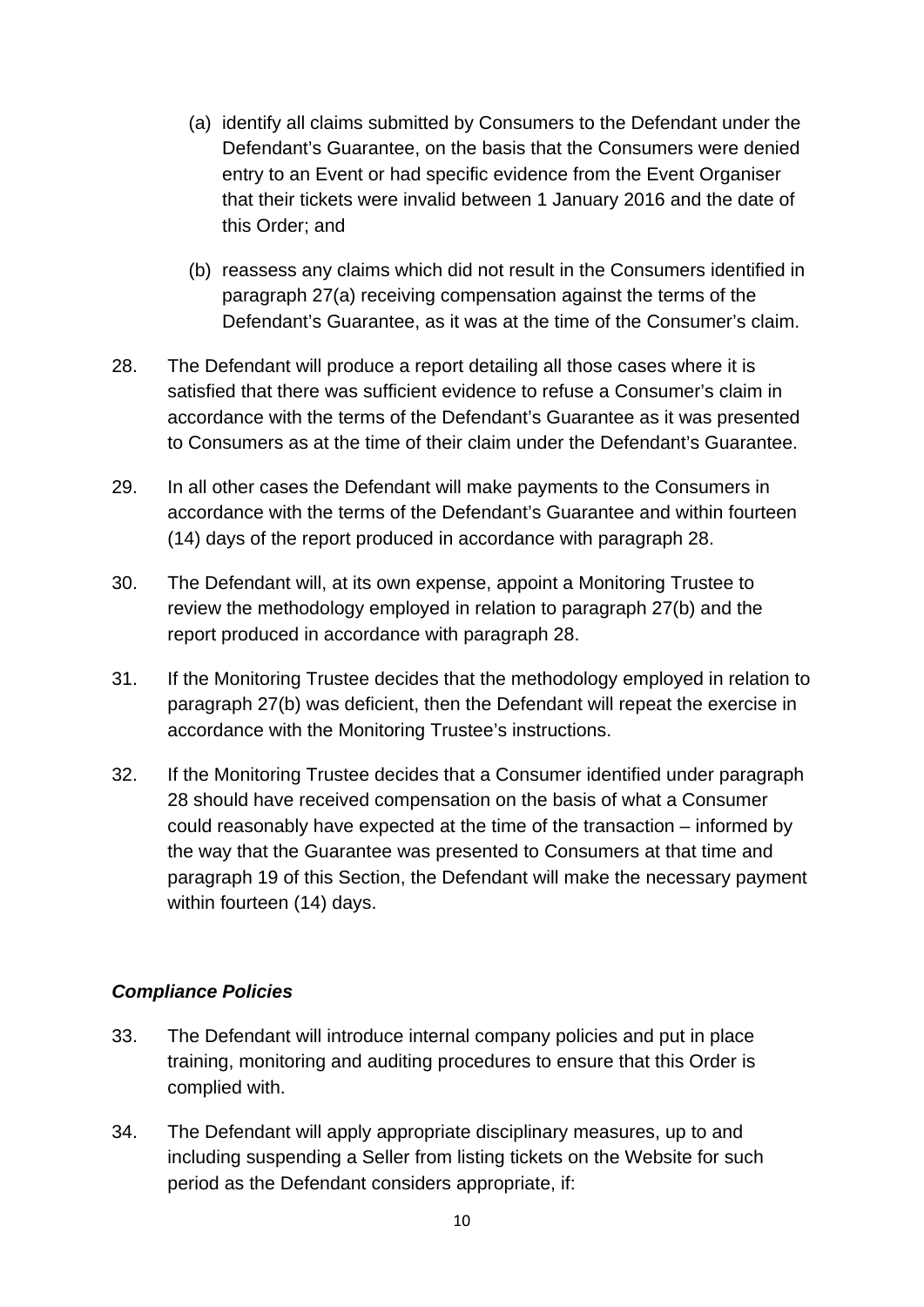(a) identify all claims submitted by Consumers to the Defendant under the Defendant's Guarantee, on the basis that the Consumers were denied entry to an Event or had specific evidence from the Event Organiser that their tickets were invalid between 1 January 2016 and the date of this Order; and

(b) reassess any claims which did not result in the Consumers identified in paragraph 27(a) receiving compensation against the terms of the Defendant's Guarantee, as it was at the time of the Consumer's claim.

28. The Defendant will produce a report detailing all those cases where it is satisfied that there was sufficient evidence to refuse a Consumer's claim in accordance with the terms of the Defendant's Guarantee as it was presented to Consumers as at the time of their claim under the Defendant's Guarantee.

29. In all other cases the Defendant will make payments to the Consumers in accordance with the terms of the Defendant's Guarantee and within fourteen (14) days of the report produced in accordance with paragraph 28.

30. The Defendant will, at its own expense, appoint a Monitoring Trustee to review the methodology employed in relation to paragraph 27(b) and the report produced in accordance with paragraph 28.

31. If the Monitoring Trustee decides that the methodology employed in relation to paragraph 27(b) was deficient, then the Defendant will repeat the exercise in accordance with the Monitoring Trustee's instructions.

32. If the Monitoring Trustee decides that a Consumer identified under paragraph 28 should have received compensation on the basis of what a Consumer could reasonably have expected at the time of the transaction – informed by the way that the Guarantee was presented to Consumers at that time and paragraph 19 of this Section, the Defendant will make the necessary payment within fourteen (14) days.

***Compliance Policies***

33. The Defendant will introduce internal company policies and put in place training, monitoring and auditing procedures to ensure that this Order is complied with.

34. The Defendant will apply appropriate disciplinary measures, up to and including suspending a Seller from listing tickets on the Website for such period as the Defendant considers appropriate, if: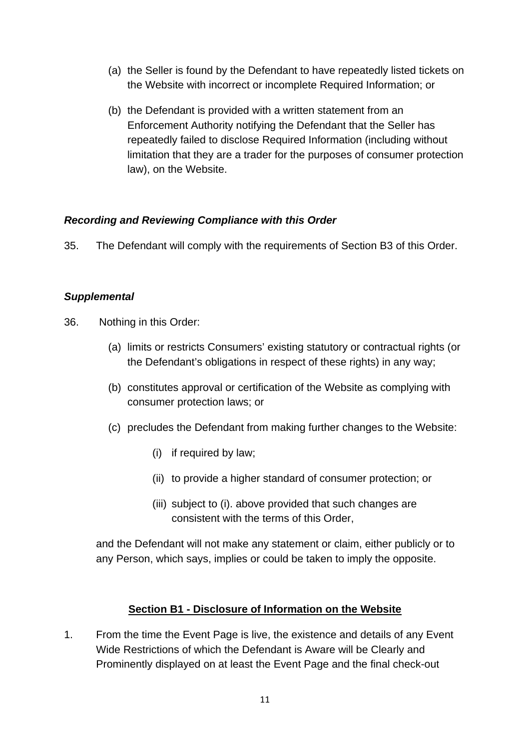(a) the Seller is found by the Defendant to have repeatedly listed tickets on the Website with incorrect or incomplete Required Information; or

(b) the Defendant is provided with a written statement from an Enforcement Authority notifying the Defendant that the Seller has repeatedly failed to disclose Required Information (including without limitation that they are a trader for the purposes of consumer protection law), on the Website.

***Recording and Reviewing Compliance with this Order***

35. The Defendant will comply with the requirements of Section B3 of this Order.

***Supplemental***

36. Nothing in this Order:

(a) limits or restricts Consumers' existing statutory or contractual rights (or the Defendant's obligations in respect of these rights) in any way;

(b) constitutes approval or certification of the Website as complying with consumer protection laws; or

(c) precludes the Defendant from making further changes to the Website:

(i) if required by law;

(ii) to provide a higher standard of consumer protection; or

(iii) subject to (i). above provided that such changes are consistent with the terms of this Order,

and the Defendant will not make any statement or claim, either publicly or to any Person, which says, implies or could be taken to imply the opposite.

## Section B1 - Disclosure of Information on the Website

1. From the time the Event Page is live, the existence and details of any Event Wide Restrictions of which the Defendant is Aware will be Clearly and Prominently displayed on at least the Event Page and the final check-out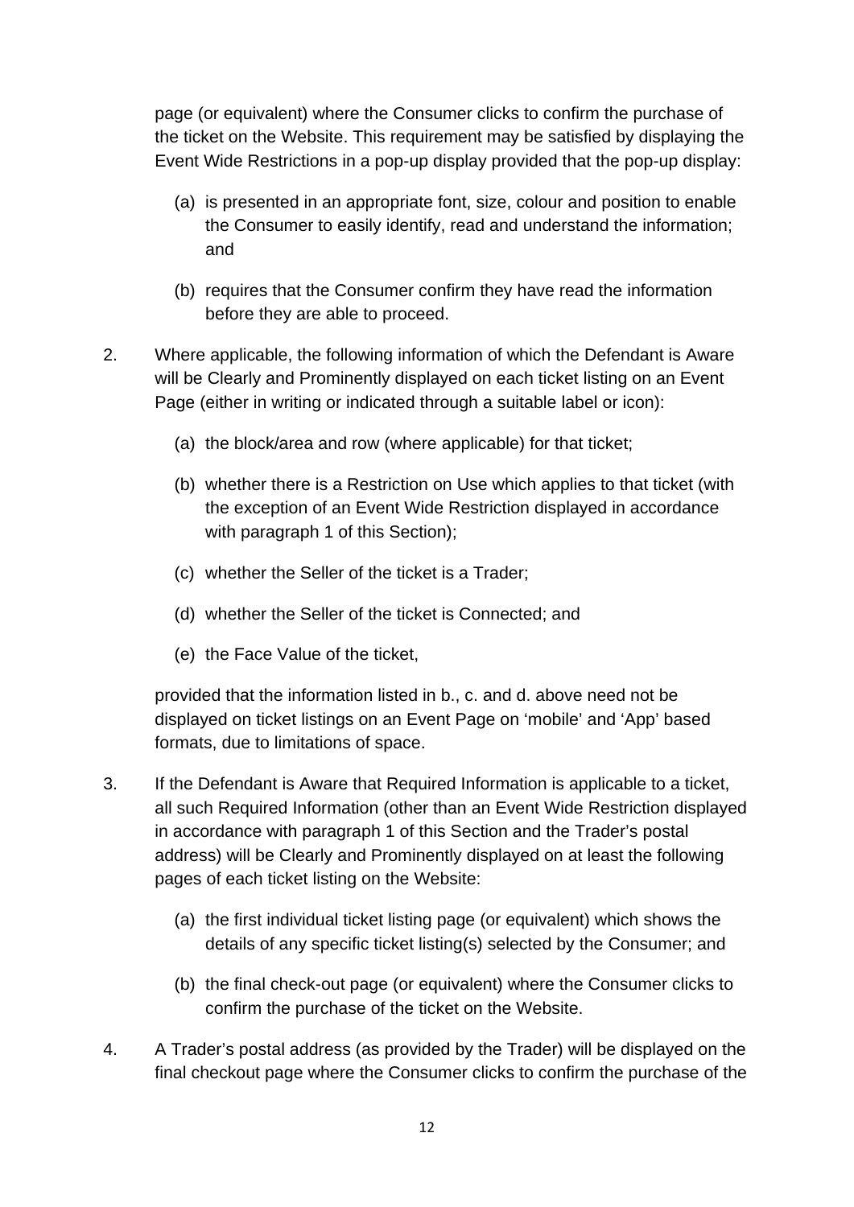page (or equivalent) where the Consumer clicks to confirm the purchase of the ticket on the Website. This requirement may be satisfied by displaying the Event Wide Restrictions in a pop-up display provided that the pop-up display:

(a) is presented in an appropriate font, size, colour and position to enable the Consumer to easily identify, read and understand the information; and

(b) requires that the Consumer confirm they have read the information before they are able to proceed.

2. Where applicable, the following information of which the Defendant is Aware will be Clearly and Prominently displayed on each ticket listing on an Event Page (either in writing or indicated through a suitable label or icon):

   (a) the block/area and row (where applicable) for that ticket;

   (b) whether there is a Restriction on Use which applies to that ticket (with the exception of an Event Wide Restriction displayed in accordance with paragraph 1 of this Section);

   (c) whether the Seller of the ticket is a Trader;

   (d) whether the Seller of the ticket is Connected; and

   (e) the Face Value of the ticket,

   provided that the information listed in b., c. and d. above need not be displayed on ticket listings on an Event Page on 'mobile' and 'App' based formats, due to limitations of space.

3. If the Defendant is Aware that Required Information is applicable to a ticket, all such Required Information (other than an Event Wide Restriction displayed in accordance with paragraph 1 of this Section and the Trader's postal address) will be Clearly and Prominently displayed on at least the following pages of each ticket listing on the Website:

   (a) the first individual ticket listing page (or equivalent) which shows the details of any specific ticket listing(s) selected by the Consumer; and

   (b) the final check-out page (or equivalent) where the Consumer clicks to confirm the purchase of the ticket on the Website.

4. A Trader's postal address (as provided by the Trader) will be displayed on the final checkout page where the Consumer clicks to confirm the purchase of the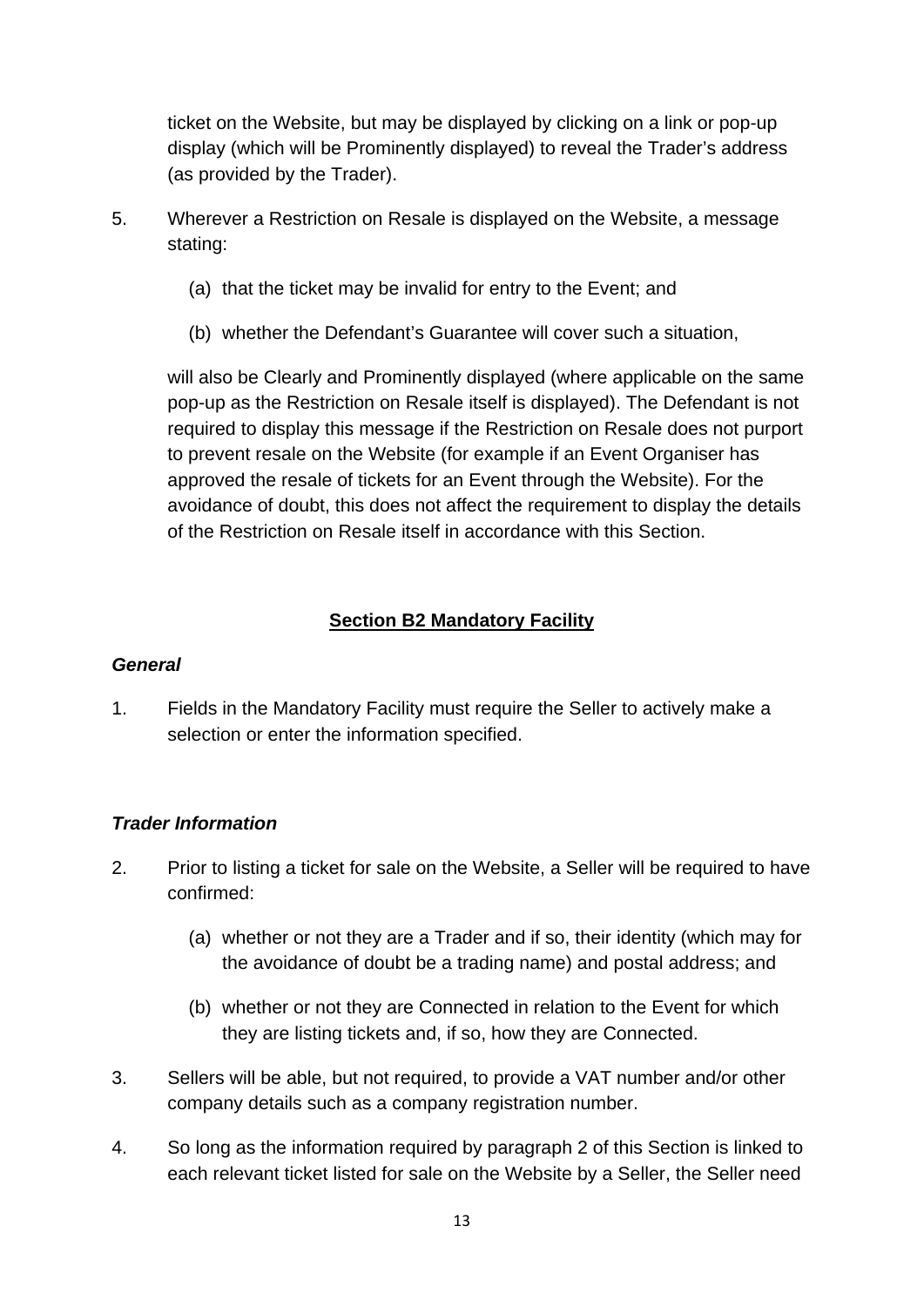ticket on the Website, but may be displayed by clicking on a link or pop-up display (which will be Prominently displayed) to reveal the Trader's address (as provided by the Trader).

5. Wherever a Restriction on Resale is displayed on the Website, a message stating:

   (a) that the ticket may be invalid for entry to the Event; and

   (b) whether the Defendant's Guarantee will cover such a situation,

   will also be Clearly and Prominently displayed (where applicable on the same pop-up as the Restriction on Resale itself is displayed). The Defendant is not required to display this message if the Restriction on Resale does not purport to prevent resale on the Website (for example if an Event Organiser has approved the resale of tickets for an Event through the Website). For the avoidance of doubt, this does not affect the requirement to display the details of the Restriction on Resale itself in accordance with this Section.

## Section B2 Mandatory Facility

### *General*

1. Fields in the Mandatory Facility must require the Seller to actively make a selection or enter the information specified.

### *Trader Information*

2. Prior to listing a ticket for sale on the Website, a Seller will be required to have confirmed:

   (a) whether or not they are a Trader and if so, their identity (which may for the avoidance of doubt be a trading name) and postal address; and

   (b) whether or not they are Connected in relation to the Event for which they are listing tickets and, if so, how they are Connected.

3. Sellers will be able, but not required, to provide a VAT number and/or other company details such as a company registration number.

4. So long as the information required by paragraph 2 of this Section is linked to each relevant ticket listed for sale on the Website by a Seller, the Seller need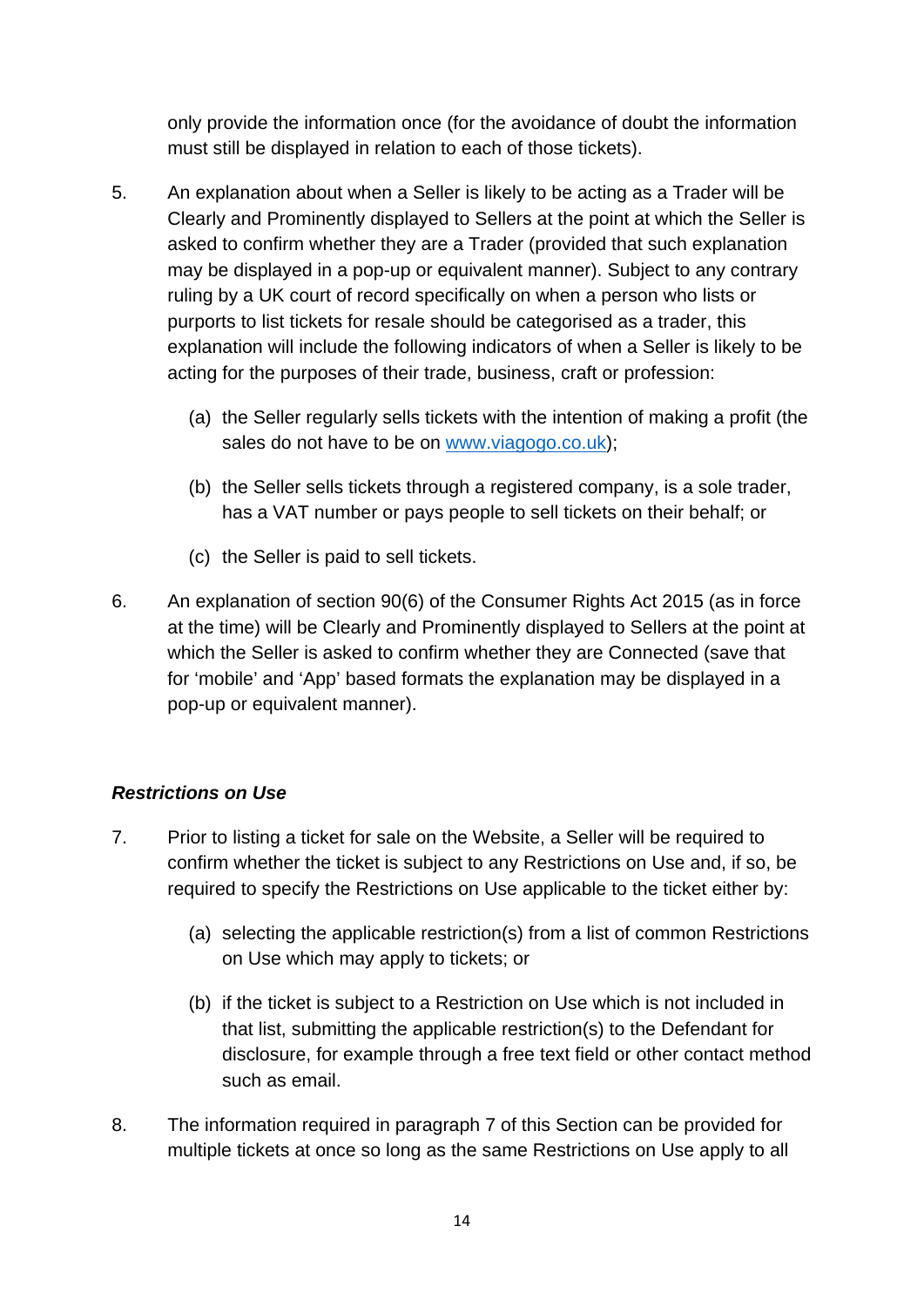only provide the information once (for the avoidance of doubt the information must still be displayed in relation to each of those tickets).

5. An explanation about when a Seller is likely to be acting as a Trader will be Clearly and Prominently displayed to Sellers at the point at which the Seller is asked to confirm whether they are a Trader (provided that such explanation may be displayed in a pop-up or equivalent manner). Subject to any contrary ruling by a UK court of record specifically on when a person who lists or purports to list tickets for resale should be categorised as a trader, this explanation will include the following indicators of when a Seller is likely to be acting for the purposes of their trade, business, craft or profession:

   (a) the Seller regularly sells tickets with the intention of making a profit (the sales do not have to be on www.viagogo.co.uk);

   (b) the Seller sells tickets through a registered company, is a sole trader, has a VAT number or pays people to sell tickets on their behalf; or

   (c) the Seller is paid to sell tickets.

6. An explanation of section 90(6) of the Consumer Rights Act 2015 (as in force at the time) will be Clearly and Prominently displayed to Sellers at the point at which the Seller is asked to confirm whether they are Connected (save that for 'mobile' and 'App' based formats the explanation may be displayed in a pop-up or equivalent manner).

***Restrictions on Use***

7. Prior to listing a ticket for sale on the Website, a Seller will be required to confirm whether the ticket is subject to any Restrictions on Use and, if so, be required to specify the Restrictions on Use applicable to the ticket either by:

   (a) selecting the applicable restriction(s) from a list of common Restrictions on Use which may apply to tickets; or

   (b) if the ticket is subject to a Restriction on Use which is not included in that list, submitting the applicable restriction(s) to the Defendant for disclosure, for example through a free text field or other contact method such as email.

8. The information required in paragraph 7 of this Section can be provided for multiple tickets at once so long as the same Restrictions on Use apply to all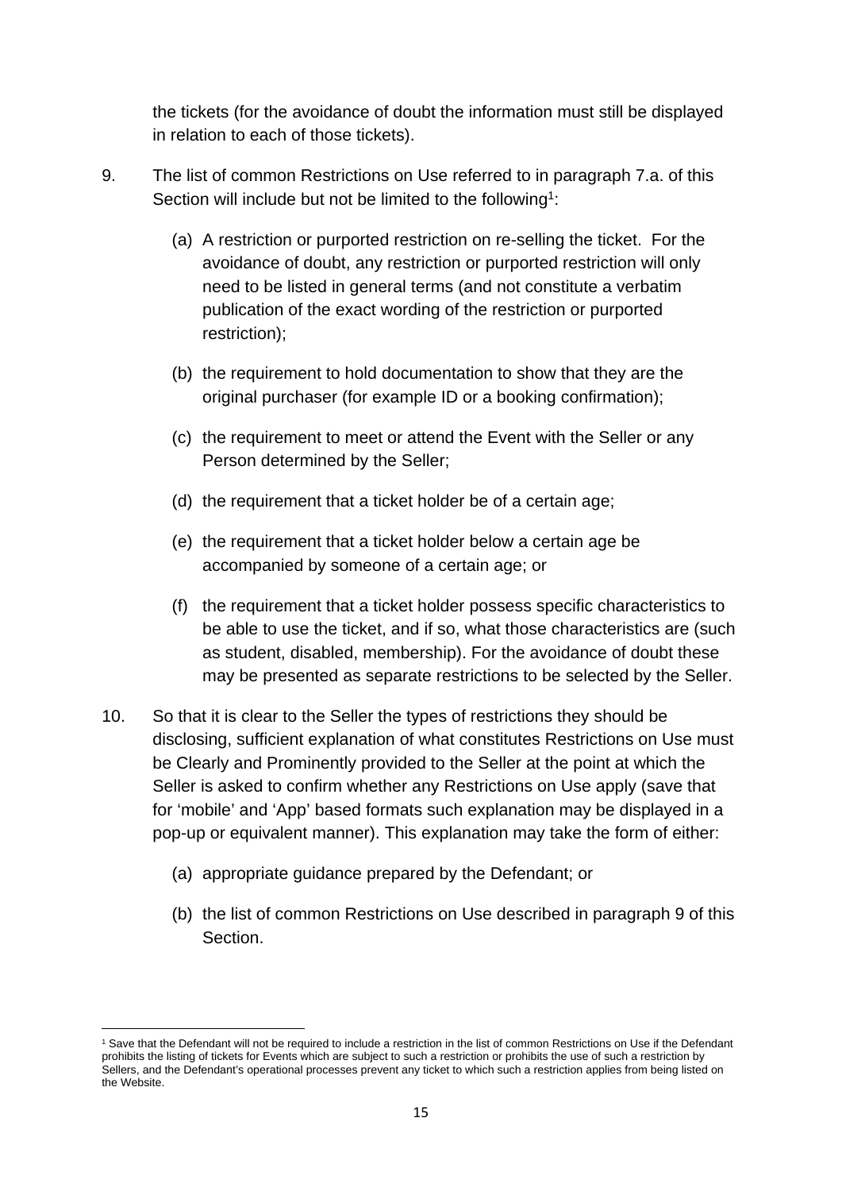the tickets (for the avoidance of doubt the information must still be displayed in relation to each of those tickets).

9. The list of common Restrictions on Use referred to in paragraph 7.a. of this Section will include but not be limited to the following[1]:

   (a) A restriction or purported restriction on re-selling the ticket. For the avoidance of doubt, any restriction or purported restriction will only need to be listed in general terms (and not constitute a verbatim publication of the exact wording of the restriction or purported restriction);

   (b) the requirement to hold documentation to show that they are the original purchaser (for example ID or a booking confirmation);

   (c) the requirement to meet or attend the Event with the Seller or any Person determined by the Seller;

   (d) the requirement that a ticket holder be of a certain age;

   (e) the requirement that a ticket holder below a certain age be accompanied by someone of a certain age; or

   (f) the requirement that a ticket holder possess specific characteristics to be able to use the ticket, and if so, what those characteristics are (such as student, disabled, membership). For the avoidance of doubt these may be presented as separate restrictions to be selected by the Seller.

10. So that it is clear to the Seller the types of restrictions they should be disclosing, sufficient explanation of what constitutes Restrictions on Use must be Clearly and Prominently provided to the Seller at the point at which the Seller is asked to confirm whether any Restrictions on Use apply (save that for 'mobile' and 'App' based formats such explanation may be displayed in a pop-up or equivalent manner). This explanation may take the form of either:

    (a) appropriate guidance prepared by the Defendant; or

    (b) the list of common Restrictions on Use described in paragraph 9 of this Section.

[1] Save that the Defendant will not be required to include a restriction in the list of common Restrictions on Use if the Defendant prohibits the listing of tickets for Events which are subject to such a restriction or prohibits the use of such a restriction by Sellers, and the Defendant's operational processes prevent any ticket to which such a restriction applies from being listed on the Website.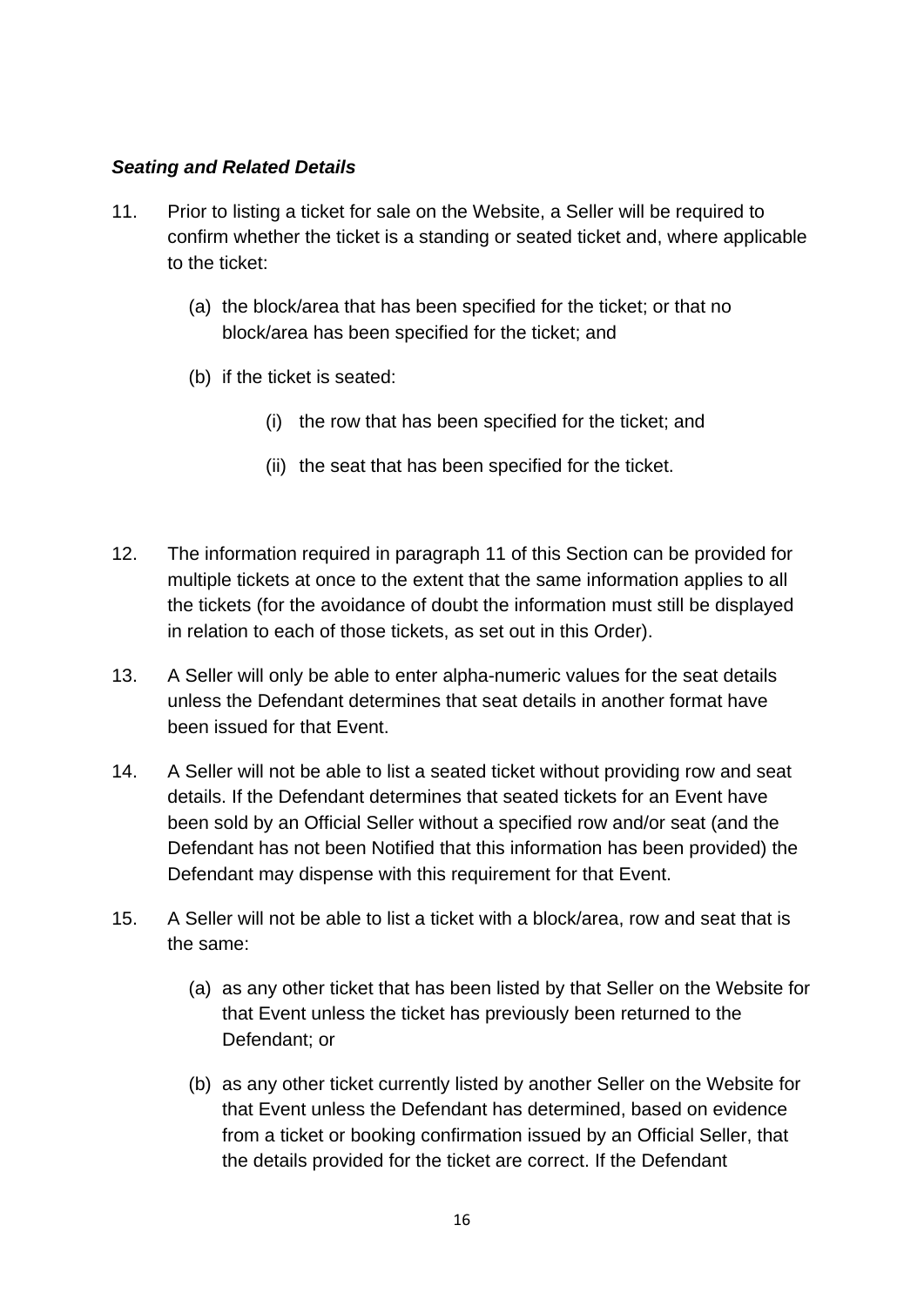***Seating and Related Details***

11. Prior to listing a ticket for sale on the Website, a Seller will be required to confirm whether the ticket is a standing or seated ticket and, where applicable to the ticket:

    (a) the block/area that has been specified for the ticket; or that no block/area has been specified for the ticket; and

    (b) if the ticket is seated:

        (i) the row that has been specified for the ticket; and

        (ii) the seat that has been specified for the ticket.

12. The information required in paragraph 11 of this Section can be provided for multiple tickets at once to the extent that the same information applies to all the tickets (for the avoidance of doubt the information must still be displayed in relation to each of those tickets, as set out in this Order).

13. A Seller will only be able to enter alpha-numeric values for the seat details unless the Defendant determines that seat details in another format have been issued for that Event.

14. A Seller will not be able to list a seated ticket without providing row and seat details. If the Defendant determines that seated tickets for an Event have been sold by an Official Seller without a specified row and/or seat (and the Defendant has not been Notified that this information has been provided) the Defendant may dispense with this requirement for that Event.

15. A Seller will not be able to list a ticket with a block/area, row and seat that is the same:

    (a) as any other ticket that has been listed by that Seller on the Website for that Event unless the ticket has previously been returned to the Defendant; or

    (b) as any other ticket currently listed by another Seller on the Website for that Event unless the Defendant has determined, based on evidence from a ticket or booking confirmation issued by an Official Seller, that the details provided for the ticket are correct. If the Defendant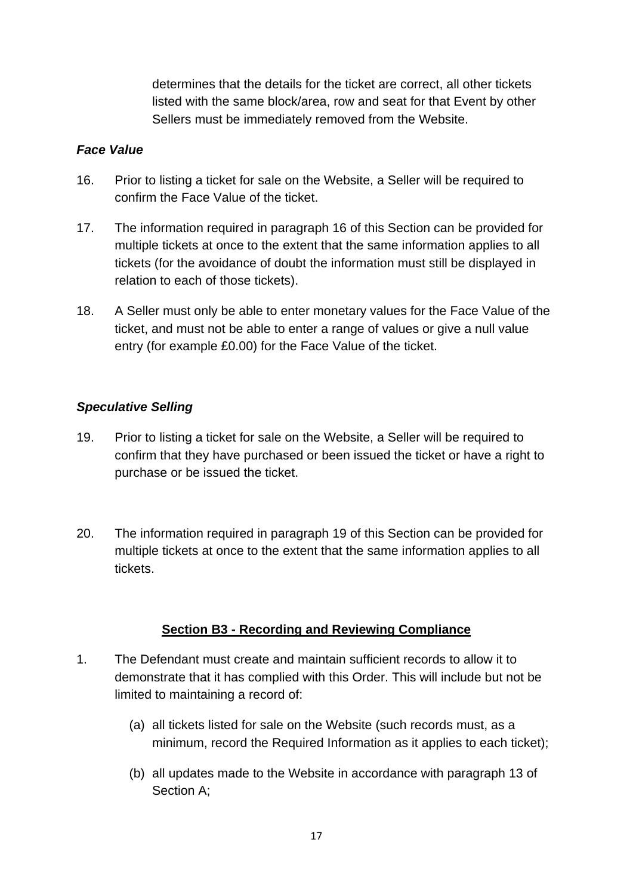determines that the details for the ticket are correct, all other tickets listed with the same block/area, row and seat for that Event by other Sellers must be immediately removed from the Website.

***Face Value***

16. Prior to listing a ticket for sale on the Website, a Seller will be required to confirm the Face Value of the ticket.

17. The information required in paragraph 16 of this Section can be provided for multiple tickets at once to the extent that the same information applies to all tickets (for the avoidance of doubt the information must still be displayed in relation to each of those tickets).

18. A Seller must only be able to enter monetary values for the Face Value of the ticket, and must not be able to enter a range of values or give a null value entry (for example £0.00) for the Face Value of the ticket.

***Speculative Selling***

19. Prior to listing a ticket for sale on the Website, a Seller will be required to confirm that they have purchased or been issued the ticket or have a right to purchase or be issued the ticket.

20. The information required in paragraph 19 of this Section can be provided for multiple tickets at once to the extent that the same information applies to all tickets.

## Section B3 - Recording and Reviewing Compliance

1. The Defendant must create and maintain sufficient records to allow it to demonstrate that it has complied with this Order. This will include but not be limited to maintaining a record of:

   (a) all tickets listed for sale on the Website (such records must, as a minimum, record the Required Information as it applies to each ticket);

   (b) all updates made to the Website in accordance with paragraph 13 of Section A;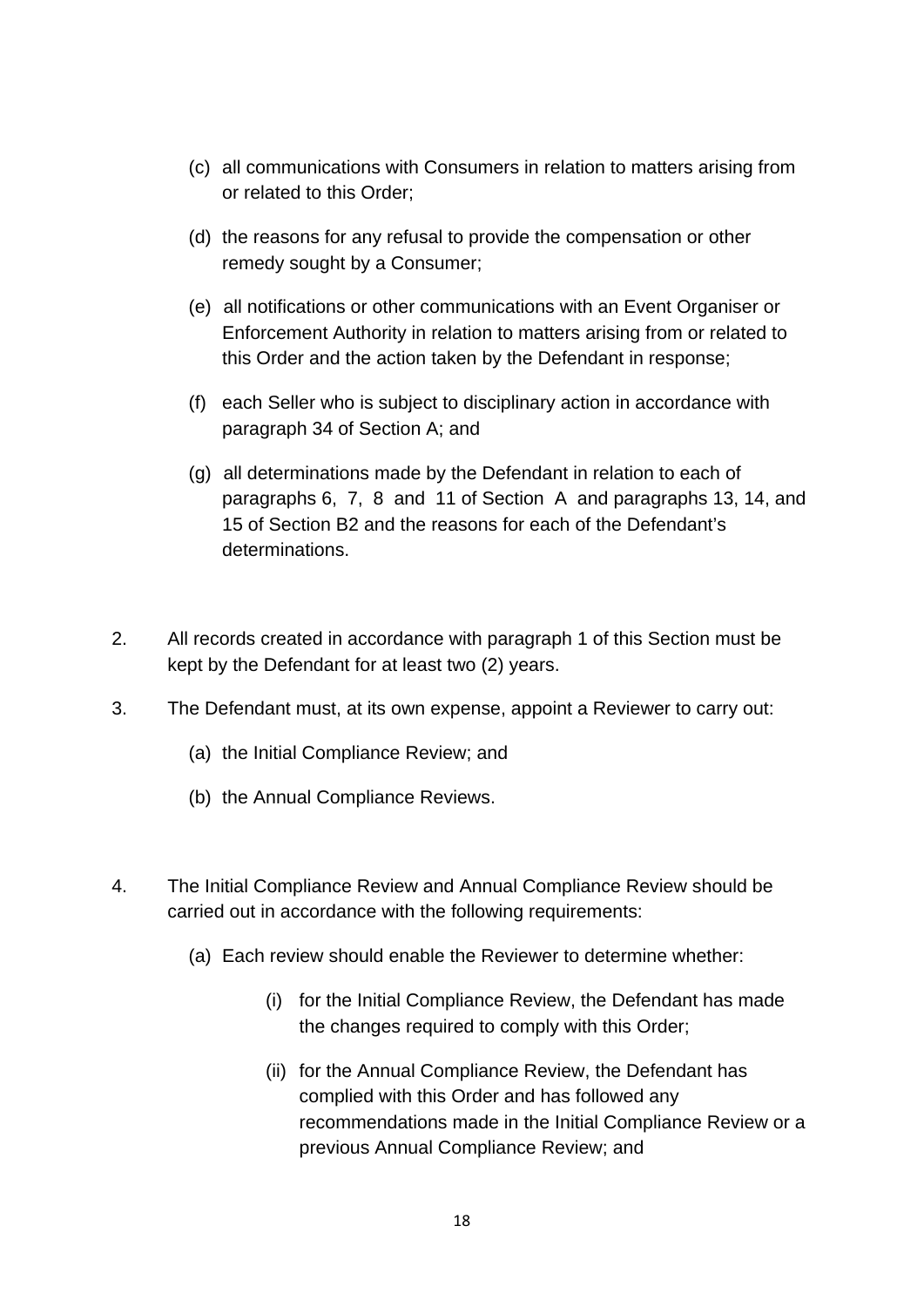(c) all communications with Consumers in relation to matters arising from or related to this Order;

(d) the reasons for any refusal to provide the compensation or other remedy sought by a Consumer;

(e) all notifications or other communications with an Event Organiser or Enforcement Authority in relation to matters arising from or related to this Order and the action taken by the Defendant in response;

(f) each Seller who is subject to disciplinary action in accordance with paragraph 34 of Section A; and

(g) all determinations made by the Defendant in relation to each of paragraphs 6, 7, 8 and 11 of Section A and paragraphs 13, 14, and 15 of Section B2 and the reasons for each of the Defendant's determinations.

2. All records created in accordance with paragraph 1 of this Section must be kept by the Defendant for at least two (2) years.

3. The Defendant must, at its own expense, appoint a Reviewer to carry out:

   (a) the Initial Compliance Review; and

   (b) the Annual Compliance Reviews.

4. The Initial Compliance Review and Annual Compliance Review should be carried out in accordance with the following requirements:

   (a) Each review should enable the Reviewer to determine whether:

      (i) for the Initial Compliance Review, the Defendant has made the changes required to comply with this Order;

      (ii) for the Annual Compliance Review, the Defendant has complied with this Order and has followed any recommendations made in the Initial Compliance Review or a previous Annual Compliance Review; and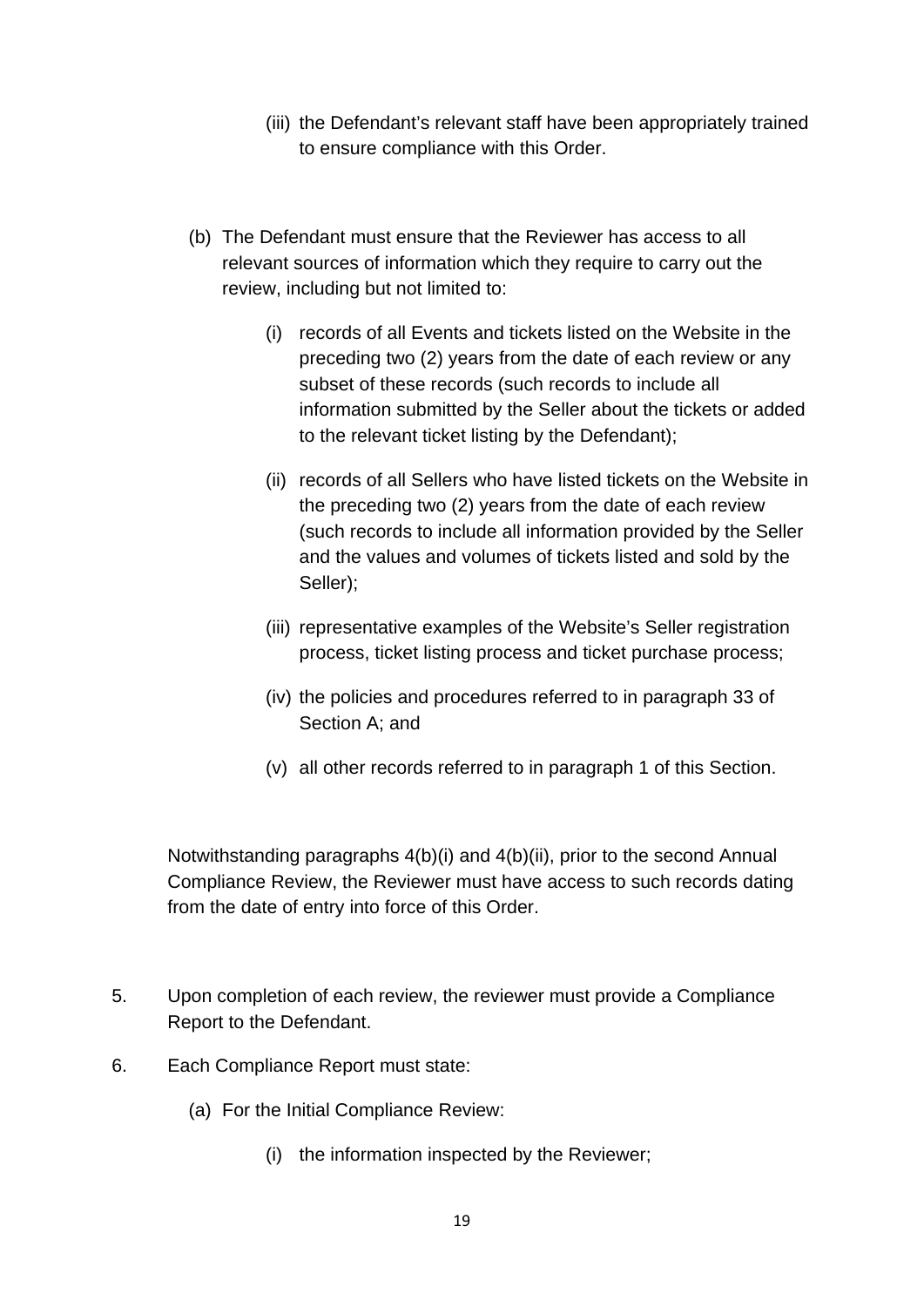(iii) the Defendant's relevant staff have been appropriately trained to ensure compliance with this Order.

(b) The Defendant must ensure that the Reviewer has access to all relevant sources of information which they require to carry out the review, including but not limited to:

(i) records of all Events and tickets listed on the Website in the preceding two (2) years from the date of each review or any subset of these records (such records to include all information submitted by the Seller about the tickets or added to the relevant ticket listing by the Defendant);

(ii) records of all Sellers who have listed tickets on the Website in the preceding two (2) years from the date of each review (such records to include all information provided by the Seller and the values and volumes of tickets listed and sold by the Seller);

(iii) representative examples of the Website's Seller registration process, ticket listing process and ticket purchase process;

(iv) the policies and procedures referred to in paragraph 33 of Section A; and

(v) all other records referred to in paragraph 1 of this Section.

Notwithstanding paragraphs 4(b)(i) and 4(b)(ii), prior to the second Annual Compliance Review, the Reviewer must have access to such records dating from the date of entry into force of this Order.

5. Upon completion of each review, the reviewer must provide a Compliance Report to the Defendant.

6. Each Compliance Report must state:

(a) For the Initial Compliance Review:

(i) the information inspected by the Reviewer;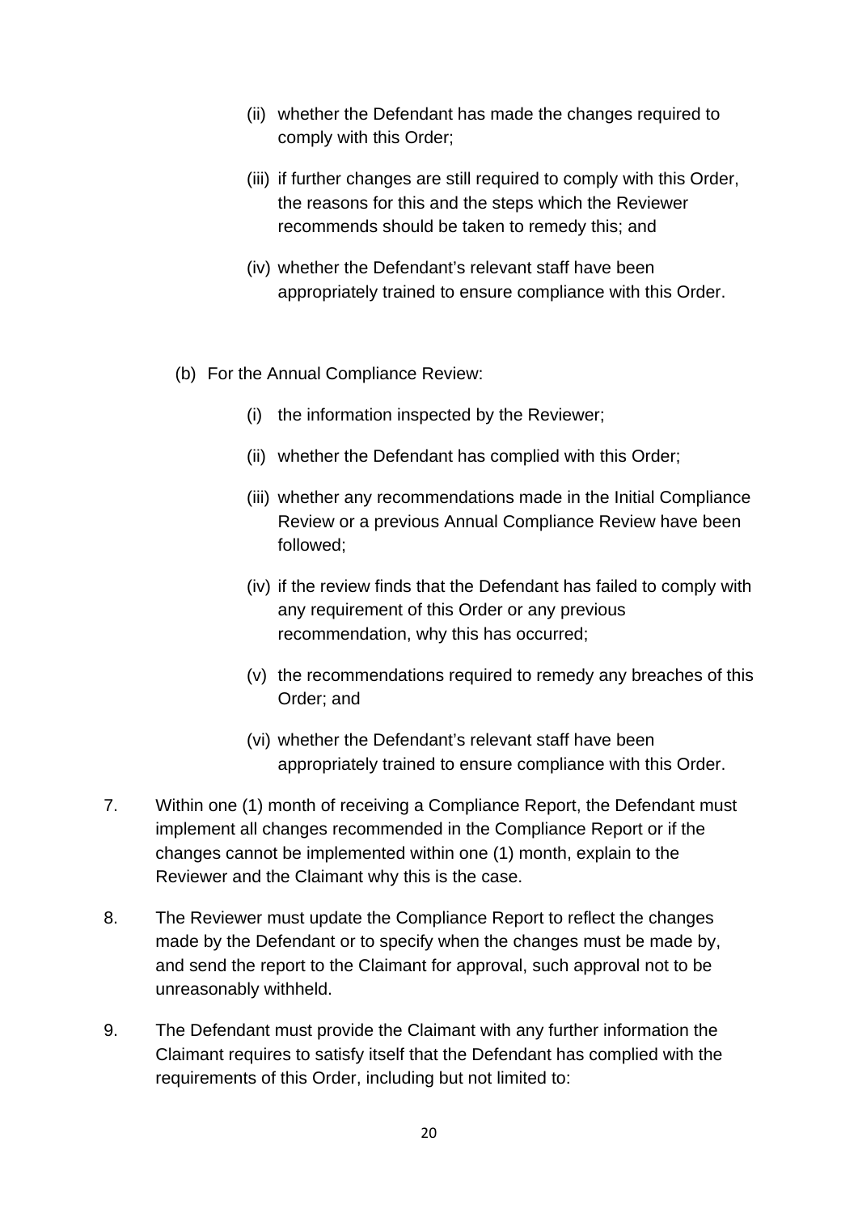(ii) whether the Defendant has made the changes required to comply with this Order;

(iii) if further changes are still required to comply with this Order, the reasons for this and the steps which the Reviewer recommends should be taken to remedy this; and

(iv) whether the Defendant's relevant staff have been appropriately trained to ensure compliance with this Order.

(b) For the Annual Compliance Review:

(i) the information inspected by the Reviewer;

(ii) whether the Defendant has complied with this Order;

(iii) whether any recommendations made in the Initial Compliance Review or a previous Annual Compliance Review have been followed;

(iv) if the review finds that the Defendant has failed to comply with any requirement of this Order or any previous recommendation, why this has occurred;

(v) the recommendations required to remedy any breaches of this Order; and

(vi) whether the Defendant's relevant staff have been appropriately trained to ensure compliance with this Order.

7. Within one (1) month of receiving a Compliance Report, the Defendant must implement all changes recommended in the Compliance Report or if the changes cannot be implemented within one (1) month, explain to the Reviewer and the Claimant why this is the case.

8. The Reviewer must update the Compliance Report to reflect the changes made by the Defendant or to specify when the changes must be made by, and send the report to the Claimant for approval, such approval not to be unreasonably withheld.

9. The Defendant must provide the Claimant with any further information the Claimant requires to satisfy itself that the Defendant has complied with the requirements of this Order, including but not limited to: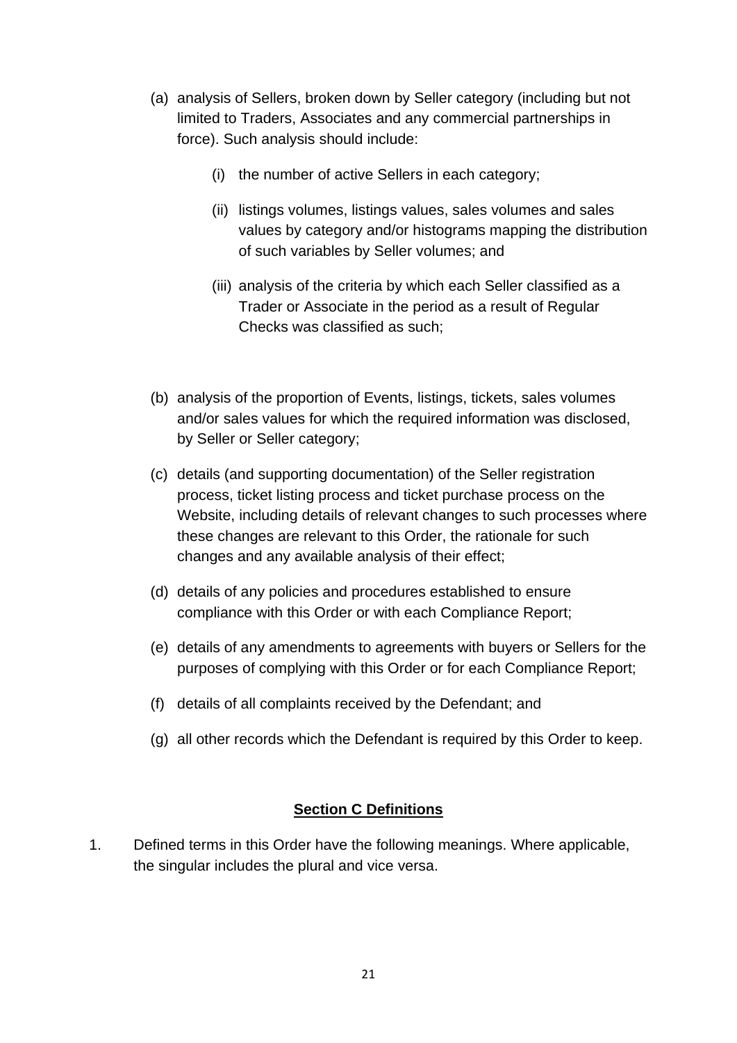(a) analysis of Sellers, broken down by Seller category (including but not limited to Traders, Associates and any commercial partnerships in force). Such analysis should include:

    (i) the number of active Sellers in each category;

    (ii) listings volumes, listings values, sales volumes and sales values by category and/or histograms mapping the distribution of such variables by Seller volumes; and

    (iii) analysis of the criteria by which each Seller classified as a Trader or Associate in the period as a result of Regular Checks was classified as such;

(b) analysis of the proportion of Events, listings, tickets, sales volumes and/or sales values for which the required information was disclosed, by Seller or Seller category;

(c) details (and supporting documentation) of the Seller registration process, ticket listing process and ticket purchase process on the Website, including details of relevant changes to such processes where these changes are relevant to this Order, the rationale for such changes and any available analysis of their effect;

(d) details of any policies and procedures established to ensure compliance with this Order or with each Compliance Report;

(e) details of any amendments to agreements with buyers or Sellers for the purposes of complying with this Order or for each Compliance Report;

(f) details of all complaints received by the Defendant; and

(g) all other records which the Defendant is required by this Order to keep.

## Section C Definitions

1. Defined terms in this Order have the following meanings. Where applicable, the singular includes the plural and vice versa.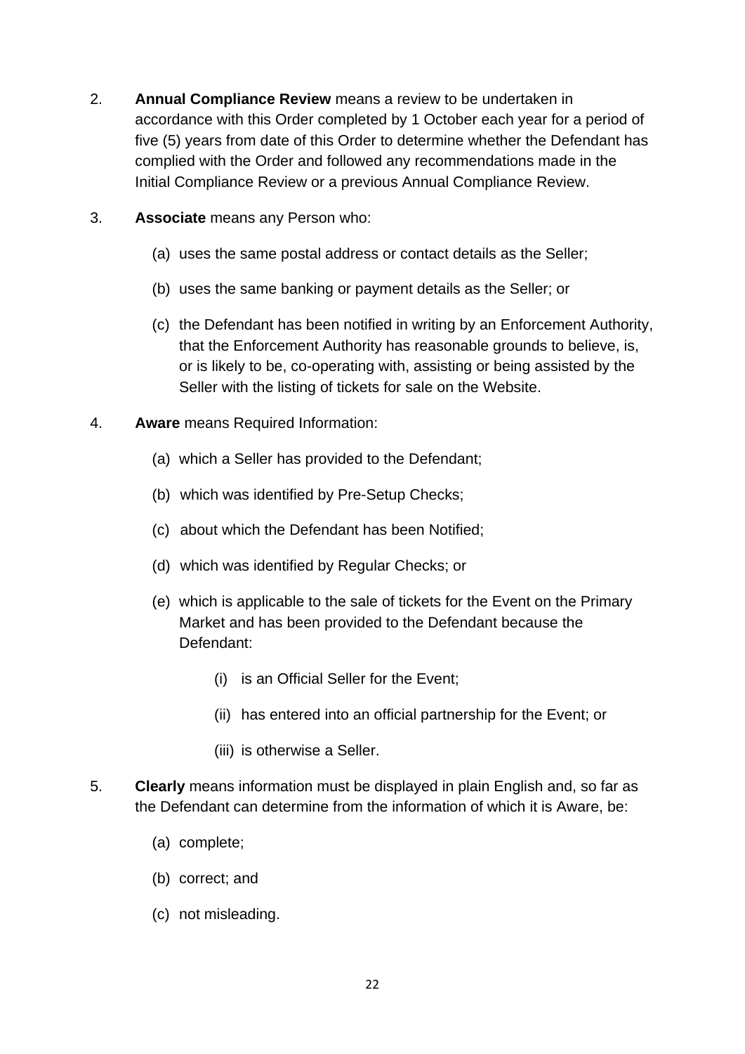2. **Annual Compliance Review** means a review to be undertaken in accordance with this Order completed by 1 October each year for a period of five (5) years from date of this Order to determine whether the Defendant has complied with the Order and followed any recommendations made in the Initial Compliance Review or a previous Annual Compliance Review.

3. **Associate** means any Person who:

   (a) uses the same postal address or contact details as the Seller;

   (b) uses the same banking or payment details as the Seller; or

   (c) the Defendant has been notified in writing by an Enforcement Authority, that the Enforcement Authority has reasonable grounds to believe, is, or is likely to be, co-operating with, assisting or being assisted by the Seller with the listing of tickets for sale on the Website.

4. **Aware** means Required Information:

   (a) which a Seller has provided to the Defendant;

   (b) which was identified by Pre-Setup Checks;

   (c) about which the Defendant has been Notified;

   (d) which was identified by Regular Checks; or

   (e) which is applicable to the sale of tickets for the Event on the Primary Market and has been provided to the Defendant because the Defendant:

      (i) is an Official Seller for the Event;

      (ii) has entered into an official partnership for the Event; or

      (iii) is otherwise a Seller.

5. **Clearly** means information must be displayed in plain English and, so far as the Defendant can determine from the information of which it is Aware, be:

   (a) complete;

   (b) correct; and

   (c) not misleading.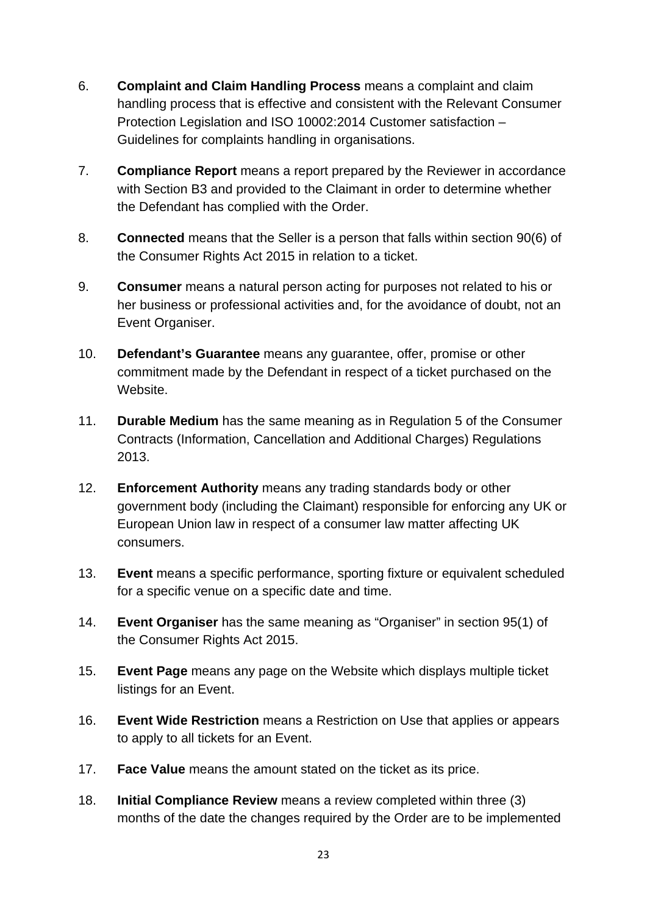6. **Complaint and Claim Handling Process** means a complaint and claim handling process that is effective and consistent with the Relevant Consumer Protection Legislation and ISO 10002:2014 Customer satisfaction – Guidelines for complaints handling in organisations.

7. **Compliance Report** means a report prepared by the Reviewer in accordance with Section B3 and provided to the Claimant in order to determine whether the Defendant has complied with the Order.

8. **Connected** means that the Seller is a person that falls within section 90(6) of the Consumer Rights Act 2015 in relation to a ticket.

9. **Consumer** means a natural person acting for purposes not related to his or her business or professional activities and, for the avoidance of doubt, not an Event Organiser.

10. **Defendant's Guarantee** means any guarantee, offer, promise or other commitment made by the Defendant in respect of a ticket purchased on the Website.

11. **Durable Medium** has the same meaning as in Regulation 5 of the Consumer Contracts (Information, Cancellation and Additional Charges) Regulations 2013.

12. **Enforcement Authority** means any trading standards body or other government body (including the Claimant) responsible for enforcing any UK or European Union law in respect of a consumer law matter affecting UK consumers.

13. **Event** means a specific performance, sporting fixture or equivalent scheduled for a specific venue on a specific date and time.

14. **Event Organiser** has the same meaning as "Organiser" in section 95(1) of the Consumer Rights Act 2015.

15. **Event Page** means any page on the Website which displays multiple ticket listings for an Event.

16. **Event Wide Restriction** means a Restriction on Use that applies or appears to apply to all tickets for an Event.

17. **Face Value** means the amount stated on the ticket as its price.

18. **Initial Compliance Review** means a review completed within three (3) months of the date the changes required by the Order are to be implemented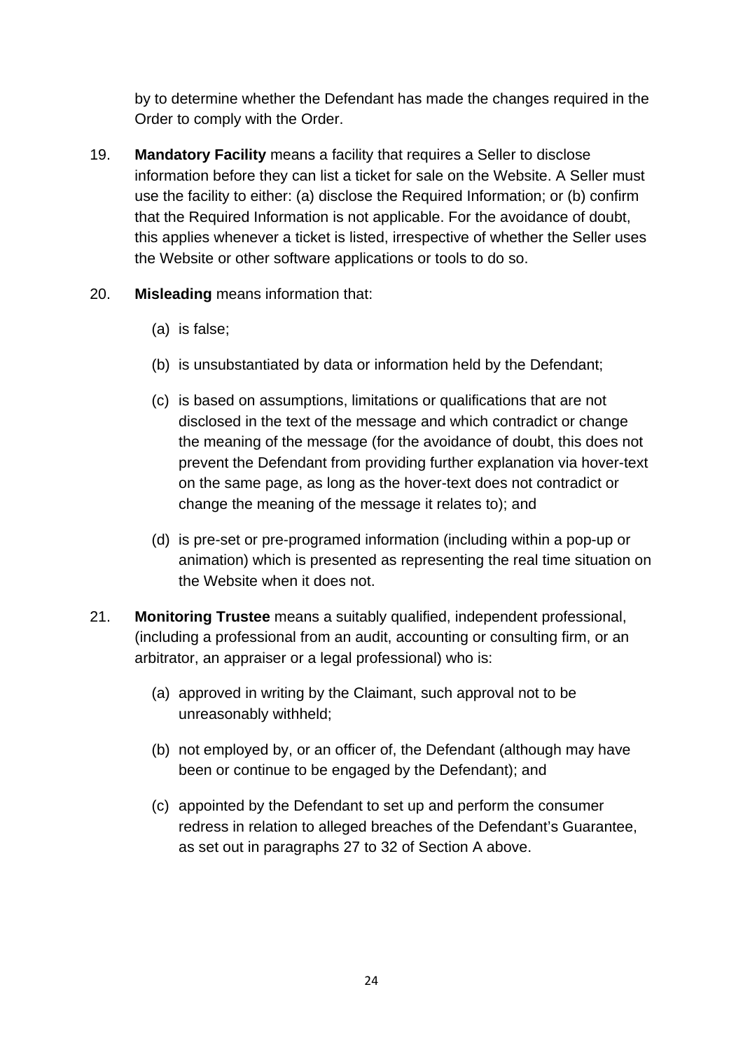by to determine whether the Defendant has made the changes required in the Order to comply with the Order.

19. **Mandatory Facility** means a facility that requires a Seller to disclose information before they can list a ticket for sale on the Website. A Seller must use the facility to either: (a) disclose the Required Information; or (b) confirm that the Required Information is not applicable. For the avoidance of doubt, this applies whenever a ticket is listed, irrespective of whether the Seller uses the Website or other software applications or tools to do so.

20. **Misleading** means information that:

    (a) is false;

    (b) is unsubstantiated by data or information held by the Defendant;

    (c) is based on assumptions, limitations or qualifications that are not disclosed in the text of the message and which contradict or change the meaning of the message (for the avoidance of doubt, this does not prevent the Defendant from providing further explanation via hover-text on the same page, as long as the hover-text does not contradict or change the meaning of the message it relates to); and

    (d) is pre-set or pre-programed information (including within a pop-up or animation) which is presented as representing the real time situation on the Website when it does not.

21. **Monitoring Trustee** means a suitably qualified, independent professional, (including a professional from an audit, accounting or consulting firm, or an arbitrator, an appraiser or a legal professional) who is:

    (a) approved in writing by the Claimant, such approval not to be unreasonably withheld;

    (b) not employed by, or an officer of, the Defendant (although may have been or continue to be engaged by the Defendant); and

    (c) appointed by the Defendant to set up and perform the consumer redress in relation to alleged breaches of the Defendant's Guarantee, as set out in paragraphs 27 to 32 of Section A above.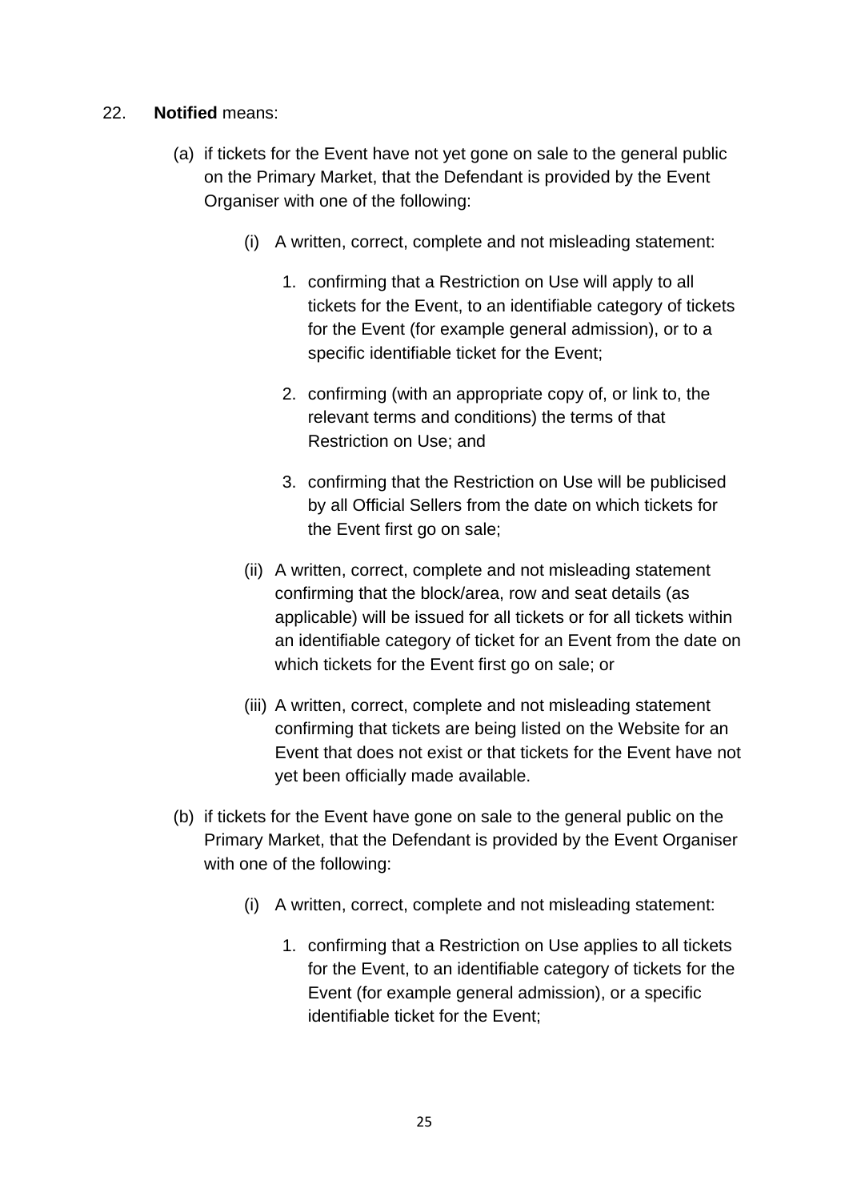22. **Notified** means:

   (a) if tickets for the Event have not yet gone on sale to the general public on the Primary Market, that the Defendant is provided by the Event Organiser with one of the following:

      (i) A written, correct, complete and not misleading statement:

         1. confirming that a Restriction on Use will apply to all tickets for the Event, to an identifiable category of tickets for the Event (for example general admission), or to a specific identifiable ticket for the Event;

         2. confirming (with an appropriate copy of, or link to, the relevant terms and conditions) the terms of that Restriction on Use; and

         3. confirming that the Restriction on Use will be publicised by all Official Sellers from the date on which tickets for the Event first go on sale;

      (ii) A written, correct, complete and not misleading statement confirming that the block/area, row and seat details (as applicable) will be issued for all tickets or for all tickets within an identifiable category of ticket for an Event from the date on which tickets for the Event first go on sale; or

      (iii) A written, correct, complete and not misleading statement confirming that tickets are being listed on the Website for an Event that does not exist or that tickets for the Event have not yet been officially made available.

   (b) if tickets for the Event have gone on sale to the general public on the Primary Market, that the Defendant is provided by the Event Organiser with one of the following:

      (i) A written, correct, complete and not misleading statement:

         1. confirming that a Restriction on Use applies to all tickets for the Event, to an identifiable category of tickets for the Event (for example general admission), or a specific identifiable ticket for the Event;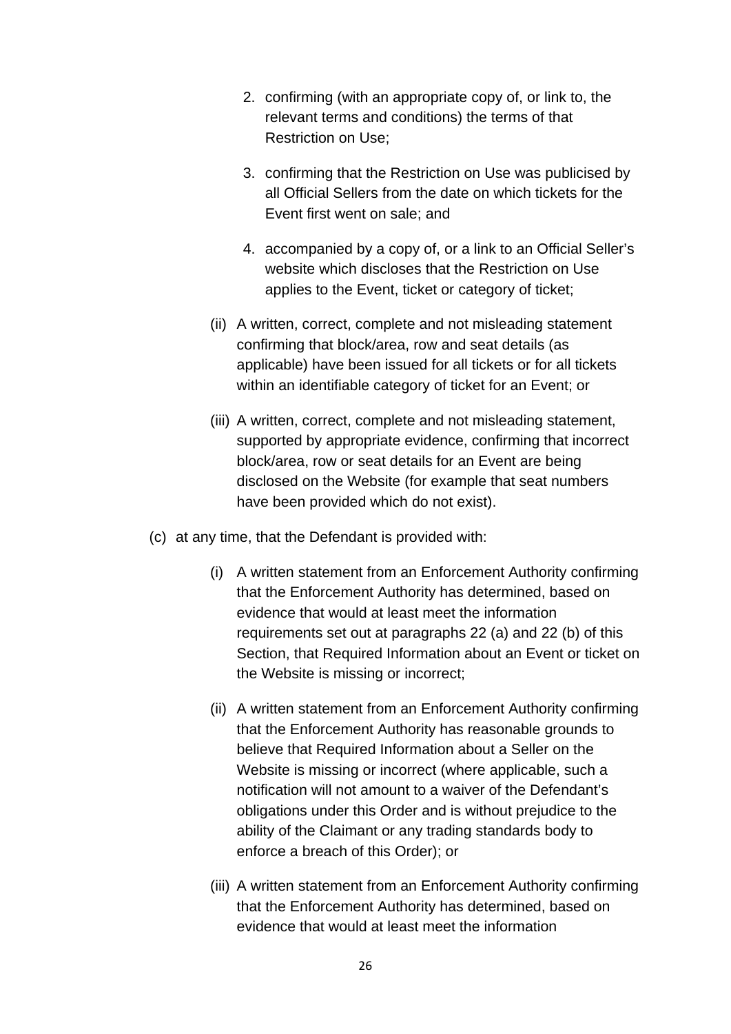2. confirming (with an appropriate copy of, or link to, the relevant terms and conditions) the terms of that Restriction on Use;

3. confirming that the Restriction on Use was publicised by all Official Sellers from the date on which tickets for the Event first went on sale; and

4. accompanied by a copy of, or a link to an Official Seller's website which discloses that the Restriction on Use applies to the Event, ticket or category of ticket;

(ii) A written, correct, complete and not misleading statement confirming that block/area, row and seat details (as applicable) have been issued for all tickets or for all tickets within an identifiable category of ticket for an Event; or

(iii) A written, correct, complete and not misleading statement, supported by appropriate evidence, confirming that incorrect block/area, row or seat details for an Event are being disclosed on the Website (for example that seat numbers have been provided which do not exist).

(c) at any time, that the Defendant is provided with:

(i) A written statement from an Enforcement Authority confirming that the Enforcement Authority has determined, based on evidence that would at least meet the information requirements set out at paragraphs 22 (a) and 22 (b) of this Section, that Required Information about an Event or ticket on the Website is missing or incorrect;

(ii) A written statement from an Enforcement Authority confirming that the Enforcement Authority has reasonable grounds to believe that Required Information about a Seller on the Website is missing or incorrect (where applicable, such a notification will not amount to a waiver of the Defendant's obligations under this Order and is without prejudice to the ability of the Claimant or any trading standards body to enforce a breach of this Order); or

(iii) A written statement from an Enforcement Authority confirming that the Enforcement Authority has determined, based on evidence that would at least meet the information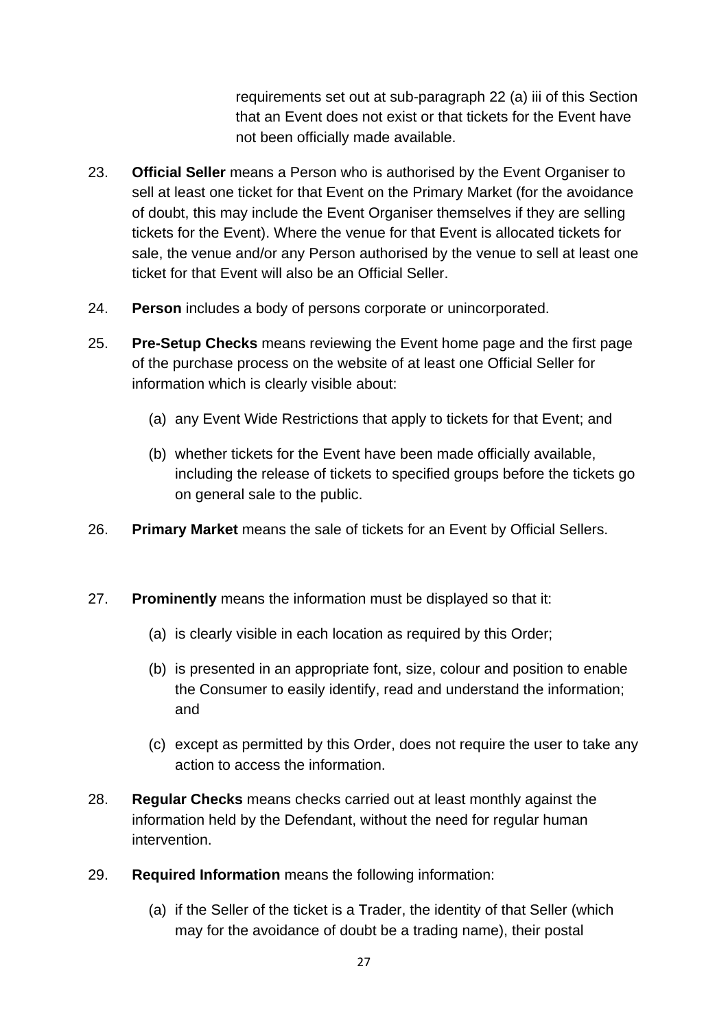requirements set out at sub-paragraph 22 (a) iii of this Section that an Event does not exist or that tickets for the Event have not been officially made available.

23. **Official Seller** means a Person who is authorised by the Event Organiser to sell at least one ticket for that Event on the Primary Market (for the avoidance of doubt, this may include the Event Organiser themselves if they are selling tickets for the Event). Where the venue for that Event is allocated tickets for sale, the venue and/or any Person authorised by the venue to sell at least one ticket for that Event will also be an Official Seller.

24. **Person** includes a body of persons corporate or unincorporated.

25. **Pre-Setup Checks** means reviewing the Event home page and the first page of the purchase process on the website of at least one Official Seller for information which is clearly visible about:

    (a) any Event Wide Restrictions that apply to tickets for that Event; and

    (b) whether tickets for the Event have been made officially available, including the release of tickets to specified groups before the tickets go on general sale to the public.

26. **Primary Market** means the sale of tickets for an Event by Official Sellers.

27. **Prominently** means the information must be displayed so that it:

    (a) is clearly visible in each location as required by this Order;

    (b) is presented in an appropriate font, size, colour and position to enable the Consumer to easily identify, read and understand the information; and

    (c) except as permitted by this Order, does not require the user to take any action to access the information.

28. **Regular Checks** means checks carried out at least monthly against the information held by the Defendant, without the need for regular human intervention.

29. **Required Information** means the following information:

    (a) if the Seller of the ticket is a Trader, the identity of that Seller (which may for the avoidance of doubt be a trading name), their postal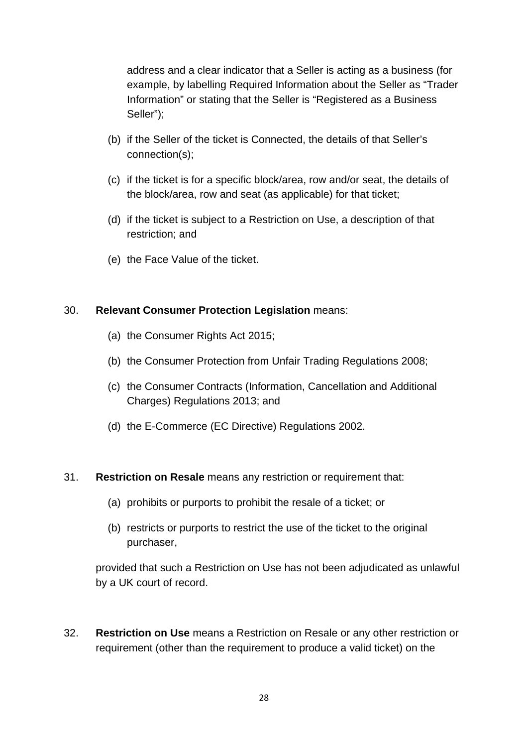address and a clear indicator that a Seller is acting as a business (for example, by labelling Required Information about the Seller as "Trader Information" or stating that the Seller is "Registered as a Business Seller");

(b) if the Seller of the ticket is Connected, the details of that Seller's connection(s);

(c) if the ticket is for a specific block/area, row and/or seat, the details of the block/area, row and seat (as applicable) for that ticket;

(d) if the ticket is subject to a Restriction on Use, a description of that restriction; and

(e) the Face Value of the ticket.

30. **Relevant Consumer Protection Legislation** means:

(a) the Consumer Rights Act 2015;

(b) the Consumer Protection from Unfair Trading Regulations 2008;

(c) the Consumer Contracts (Information, Cancellation and Additional Charges) Regulations 2013; and

(d) the E-Commerce (EC Directive) Regulations 2002.

31. **Restriction on Resale** means any restriction or requirement that:

(a) prohibits or purports to prohibit the resale of a ticket; or

(b) restricts or purports to restrict the use of the ticket to the original purchaser,

provided that such a Restriction on Use has not been adjudicated as unlawful by a UK court of record.

32. **Restriction on Use** means a Restriction on Resale or any other restriction or requirement (other than the requirement to produce a valid ticket) on the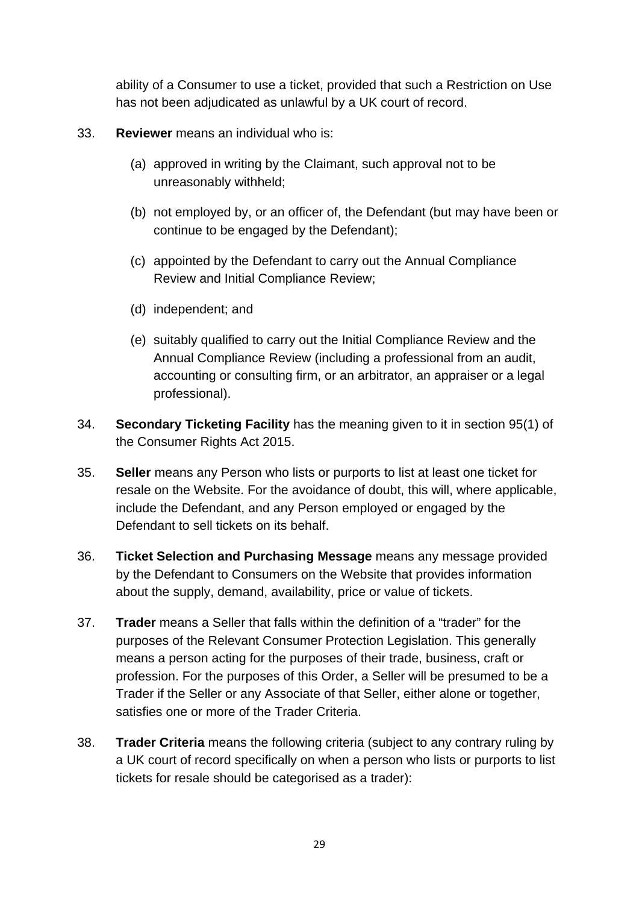ability of a Consumer to use a ticket, provided that such a Restriction on Use has not been adjudicated as unlawful by a UK court of record.

33. **Reviewer** means an individual who is:

    (a) approved in writing by the Claimant, such approval not to be unreasonably withheld;

    (b) not employed by, or an officer of, the Defendant (but may have been or continue to be engaged by the Defendant);

    (c) appointed by the Defendant to carry out the Annual Compliance Review and Initial Compliance Review;

    (d) independent; and

    (e) suitably qualified to carry out the Initial Compliance Review and the Annual Compliance Review (including a professional from an audit, accounting or consulting firm, or an arbitrator, an appraiser or a legal professional).

34. **Secondary Ticketing Facility** has the meaning given to it in section 95(1) of the Consumer Rights Act 2015.

35. **Seller** means any Person who lists or purports to list at least one ticket for resale on the Website. For the avoidance of doubt, this will, where applicable, include the Defendant, and any Person employed or engaged by the Defendant to sell tickets on its behalf.

36. **Ticket Selection and Purchasing Message** means any message provided by the Defendant to Consumers on the Website that provides information about the supply, demand, availability, price or value of tickets.

37. **Trader** means a Seller that falls within the definition of a "trader" for the purposes of the Relevant Consumer Protection Legislation. This generally means a person acting for the purposes of their trade, business, craft or profession. For the purposes of this Order, a Seller will be presumed to be a Trader if the Seller or any Associate of that Seller, either alone or together, satisfies one or more of the Trader Criteria.

38. **Trader Criteria** means the following criteria (subject to any contrary ruling by a UK court of record specifically on when a person who lists or purports to list tickets for resale should be categorised as a trader):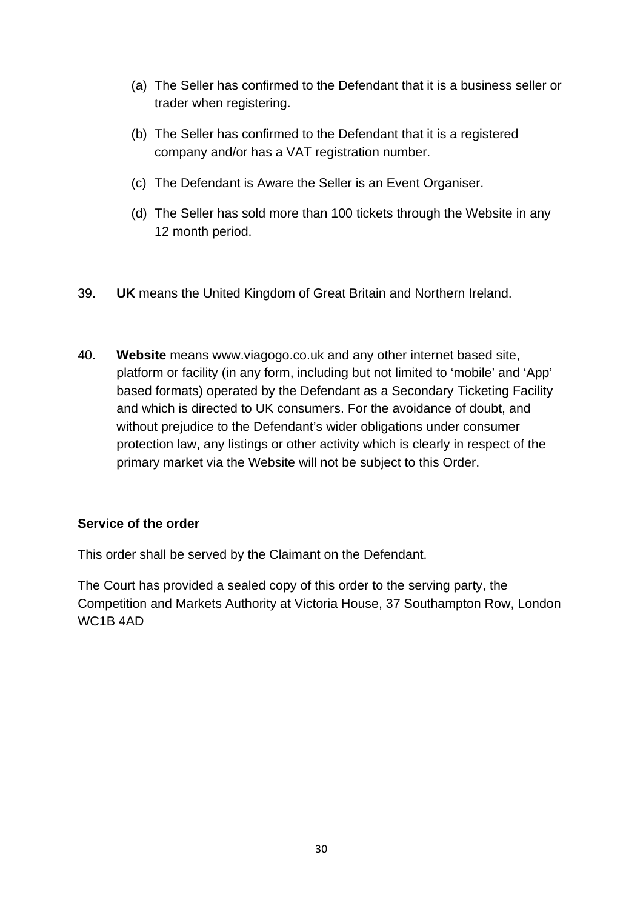(a) The Seller has confirmed to the Defendant that it is a business seller or trader when registering.

(b) The Seller has confirmed to the Defendant that it is a registered company and/or has a VAT registration number.

(c) The Defendant is Aware the Seller is an Event Organiser.

(d) The Seller has sold more than 100 tickets through the Website in any 12 month period.

39. **UK** means the United Kingdom of Great Britain and Northern Ireland.

40. **Website** means www.viagogo.co.uk and any other internet based site, platform or facility (in any form, including but not limited to ‘mobile’ and ‘App’ based formats) operated by the Defendant as a Secondary Ticketing Facility and which is directed to UK consumers. For the avoidance of doubt, and without prejudice to the Defendant’s wider obligations under consumer protection law, any listings or other activity which is clearly in respect of the primary market via the Website will not be subject to this Order.

**Service of the order**

This order shall be served by the Claimant on the Defendant.

The Court has provided a sealed copy of this order to the serving party, the Competition and Markets Authority at Victoria House, 37 Southampton Row, London WC1B 4AD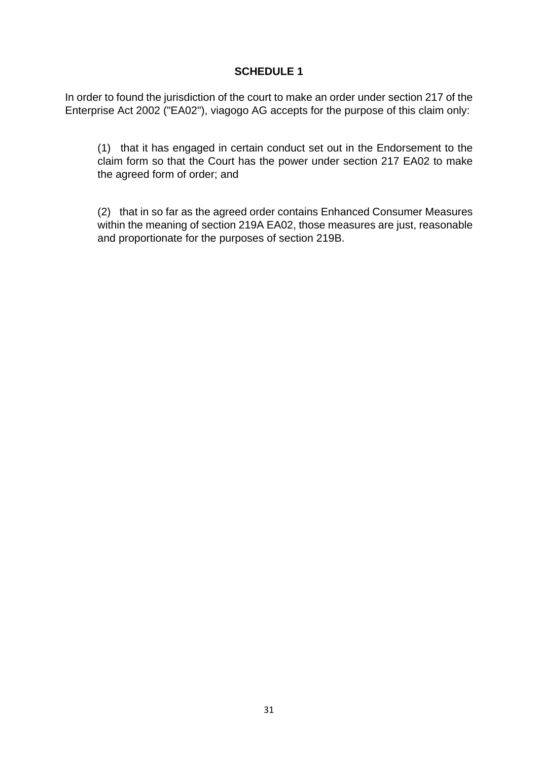# SCHEDULE 1

In order to found the jurisdiction of the court to make an order under section 217 of the Enterprise Act 2002 ("EA02"), viagogo AG accepts for the purpose of this claim only:

(1) that it has engaged in certain conduct set out in the Endorsement to the claim form so that the Court has the power under section 217 EA02 to make the agreed form of order; and

(2) that in so far as the agreed order contains Enhanced Consumer Measures within the meaning of section 219A EA02, those measures are just, reasonable and proportionate for the purposes of section 219B.